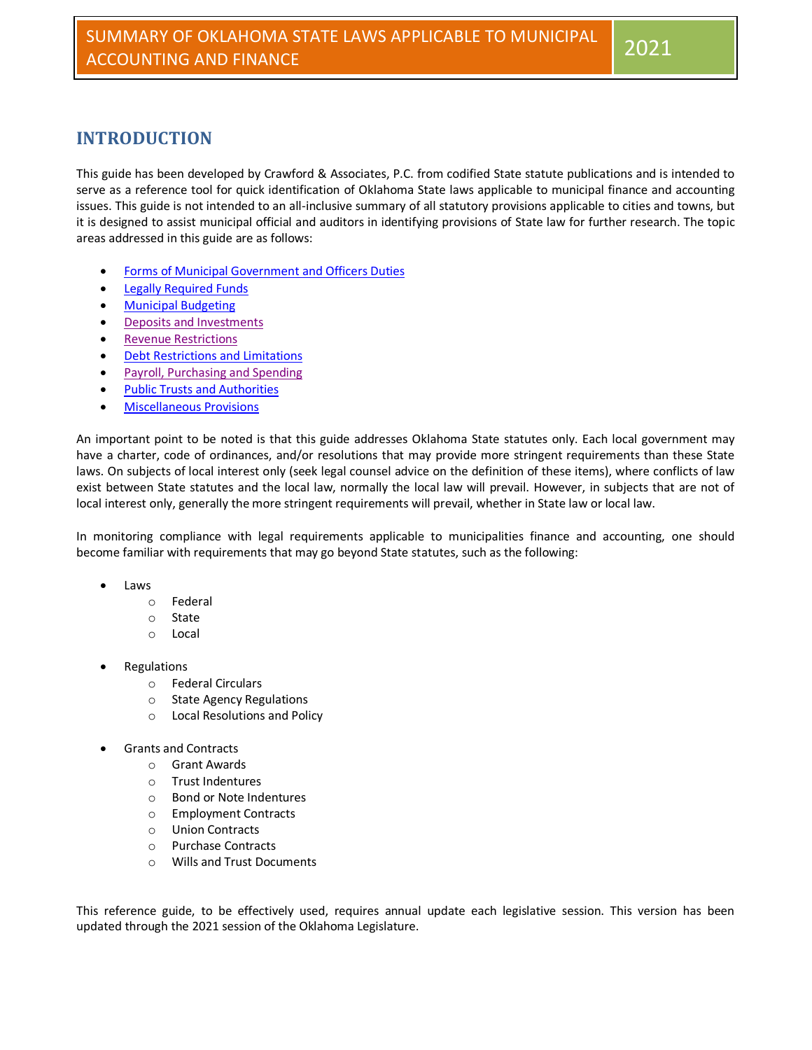# SUMMARY OF OKLAHOMA STATE LAWS APPLICABLE TO MUNICIPAL ACCOUNTING AND FINANCE — 2021

## INTRODUCTION

This guide has been developed by Crawford & Associates, P.C. from codified State statute publications and is intended to serve as a reference tool for quick identification of Oklahoma State laws applicable to municipal finance and accounting issues. This guide is not intended to an all-inclusive summary of all statutory provisions applicable to cities and towns, but it is designed to assist municipal official and auditors in identifying provisions of State law for further research. The topic areas addressed in this guide are as follows:

- Forms of Municipal Government and Officers Duties
- Legally Required Funds
- Municipal Budgeting
- Deposits and Investments
- Revenue Restrictions
- Debt Restrictions and Limitations
- Payroll, Purchasing and Spending
- Public Trusts and Authorities
- Miscellaneous Provisions

An important point to be noted is that this guide addresses Oklahoma State statutes only. Each local government may have a charter, code of ordinances, and/or resolutions that may provide more stringent requirements than these State laws. On subjects of local interest only (seek legal counsel advice on the definition of these items), where conflicts of law exist between State statutes and the local law, normally the local law will prevail. However, in subjects that are not of local interest only, generally the more stringent requirements will prevail, whether in State law or local law.

In monitoring compliance with legal requirements applicable to municipalities finance and accounting, one should become familiar with requirements that may go beyond State statutes, such as the following:

- Laws
  - Federal
  - State
  - Local
- Regulations
  - Federal Circulars
  - State Agency Regulations
  - Local Resolutions and Policy
- Grants and Contracts
  - Grant Awards
  - Trust Indentures
  - Bond or Note Indentures
  - Employment Contracts
  - Union Contracts
  - Purchase Contracts
  - Wills and Trust Documents

This reference guide, to be effectively used, requires annual update each legislative session. This version has been updated through the 2021 session of the Oklahoma Legislature.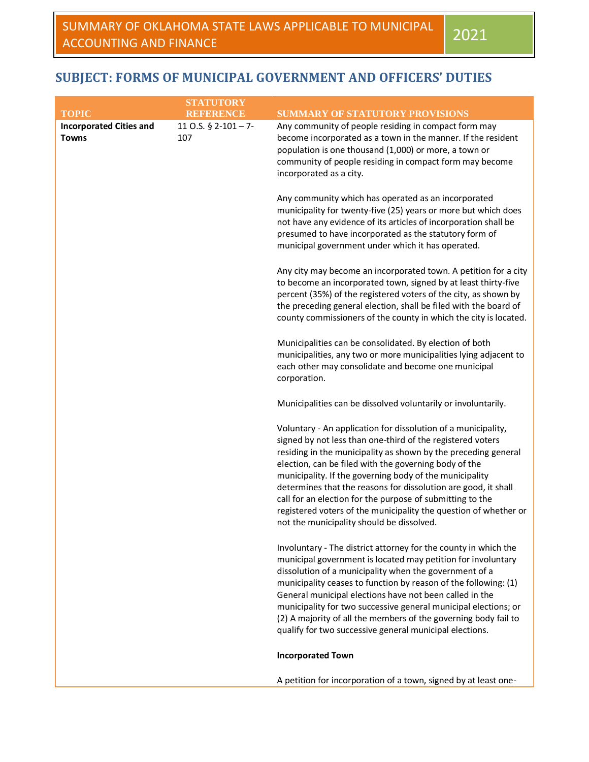## SUBJECT: FORMS OF MUNICIPAL GOVERNMENT AND OFFICERS' DUTIES

| TOPIC | STATUTORY REFERENCE | SUMMARY OF STATUTORY PROVISIONS |
|---|---|---|
| **Incorporated Cities and Towns** | 11 O.S. § 2-101 – 7-107 | Any community of people residing in compact form may become incorporated as a town in the manner. If the resident population is one thousand (1,000) or more, a town or community of people residing in compact form may become incorporated as a city.<br><br>Any community which has operated as an incorporated municipality for twenty-five (25) years or more but which does not have any evidence of its articles of incorporation shall be presumed to have incorporated as the statutory form of municipal government under which it has operated.<br><br>Any city may become an incorporated town. A petition for a city to become an incorporated town, signed by at least thirty-five percent (35%) of the registered voters of the city, as shown by the preceding general election, shall be filed with the board of county commissioners of the county in which the city is located.<br><br>Municipalities can be consolidated. By election of both municipalities, any two or more municipalities lying adjacent to each other may consolidate and become one municipal corporation.<br><br>Municipalities can be dissolved voluntarily or involuntarily.<br><br>Voluntary - An application for dissolution of a municipality, signed by not less than one-third of the registered voters residing in the municipality as shown by the preceding general election, can be filed with the governing body of the municipality. If the governing body of the municipality determines that the reasons for dissolution are good, it shall call for an election for the purpose of submitting to the registered voters of the municipality the question of whether or not the municipality should be dissolved.<br><br>Involuntary - The district attorney for the county in which the municipal government is located may petition for involuntary dissolution of a municipality when the government of a municipality ceases to function by reason of the following: (1) General municipal elections have not been called in the municipality for two successive general municipal elections; or (2) A majority of all the members of the governing body fail to qualify for two successive general municipal elections.<br><br>**Incorporated Town**<br><br>A petition for incorporation of a town, signed by at least one- |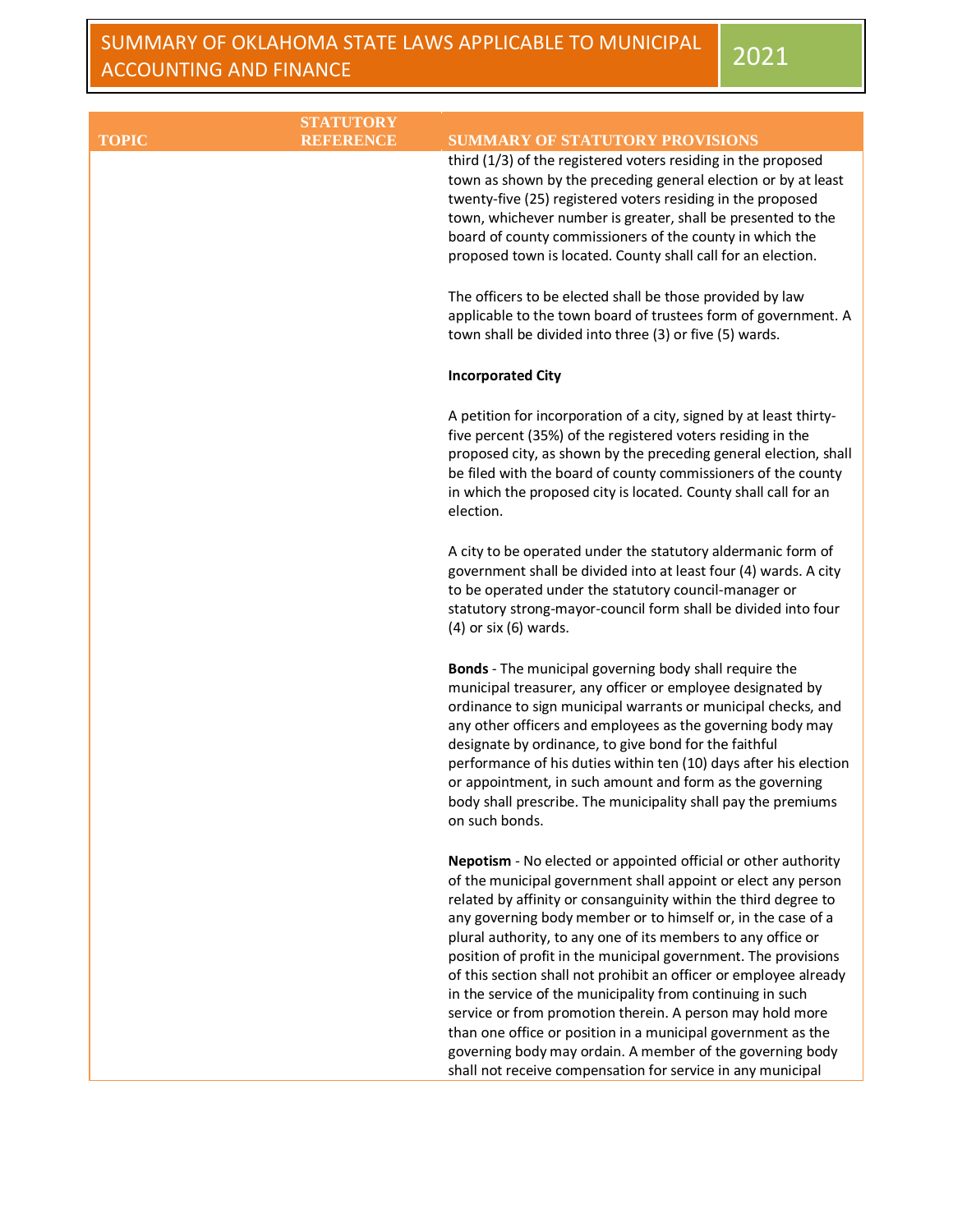| TOPIC | STATUTORY REFERENCE | SUMMARY OF STATUTORY PROVISIONS |
|---|---|---|
| | | third (1/3) of the registered voters residing in the proposed town as shown by the preceding general election or by at least twenty-five (25) registered voters residing in the proposed town, whichever number is greater, shall be presented to the board of county commissioners of the county in which the proposed town is located. County shall call for an election.<br><br>The officers to be elected shall be those provided by law applicable to the town board of trustees form of government. A town shall be divided into three (3) or five (5) wards.<br><br>**Incorporated City**<br><br>A petition for incorporation of a city, signed by at least thirty-five percent (35%) of the registered voters residing in the proposed city, as shown by the preceding general election, shall be filed with the board of county commissioners of the county in which the proposed city is located. County shall call for an election.<br><br>A city to be operated under the statutory aldermanic form of government shall be divided into at least four (4) wards. A city to be operated under the statutory council-manager or statutory strong-mayor-council form shall be divided into four (4) or six (6) wards.<br><br>**Bonds** - The municipal governing body shall require the municipal treasurer, any officer or employee designated by ordinance to sign municipal warrants or municipal checks, and any other officers and employees as the governing body may designate by ordinance, to give bond for the faithful performance of his duties within ten (10) days after his election or appointment, in such amount and form as the governing body shall prescribe. The municipality shall pay the premiums on such bonds.<br><br>**Nepotism** - No elected or appointed official or other authority of the municipal government shall appoint or elect any person related by affinity or consanguinity within the third degree to any governing body member or to himself or, in the case of a plural authority, to any one of its members to any office or position of profit in the municipal government. The provisions of this section shall not prohibit an officer or employee already in the service of the municipality from continuing in such service or from promotion therein. A person may hold more than one office or position in a municipal government as the governing body may ordain. A member of the governing body shall not receive compensation for service in any municipal |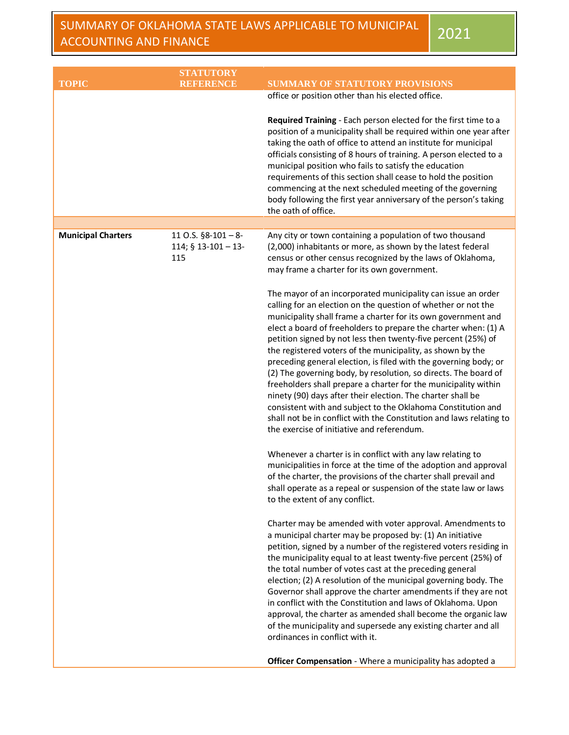| TOPIC | STATUTORY REFERENCE | SUMMARY OF STATUTORY PROVISIONS |
|---|---|---|
| | | office or position other than his elected office.<br><br>**Required Training** - Each person elected for the first time to a position of a municipality shall be required within one year after taking the oath of office to attend an institute for municipal officials consisting of 8 hours of training. A person elected to a municipal position who fails to satisfy the education requirements of this section shall cease to hold the position commencing at the next scheduled meeting of the governing body following the first year anniversary of the person's taking the oath of office. |
| | | |
| **Municipal Charters** | 11 O.S. §8-101 – 8-114; § 13-101 – 13-115 | Any city or town containing a population of two thousand (2,000) inhabitants or more, as shown by the latest federal census or other census recognized by the laws of Oklahoma, may frame a charter for its own government.<br><br>The mayor of an incorporated municipality can issue an order calling for an election on the question of whether or not the municipality shall frame a charter for its own government and elect a board of freeholders to prepare the charter when: (1) A petition signed by not less then twenty-five percent (25%) of the registered voters of the municipality, as shown by the preceding general election, is filed with the governing body; or (2) The governing body, by resolution, so directs. The board of freeholders shall prepare a charter for the municipality within ninety (90) days after their election. The charter shall be consistent with and subject to the Oklahoma Constitution and shall not be in conflict with the Constitution and laws relating to the exercise of initiative and referendum.<br><br>Whenever a charter is in conflict with any law relating to municipalities in force at the time of the adoption and approval of the charter, the provisions of the charter shall prevail and shall operate as a repeal or suspension of the state law or laws to the extent of any conflict.<br><br>Charter may be amended with voter approval. Amendments to a municipal charter may be proposed by: (1) An initiative petition, signed by a number of the registered voters residing in the municipality equal to at least twenty-five percent (25%) of the total number of votes cast at the preceding general election; (2) A resolution of the municipal governing body. The Governor shall approve the charter amendments if they are not in conflict with the Constitution and laws of Oklahoma. Upon approval, the charter as amended shall become the organic law of the municipality and supersede any existing charter and all ordinances in conflict with it.<br><br>**Officer Compensation** - Where a municipality has adopted a |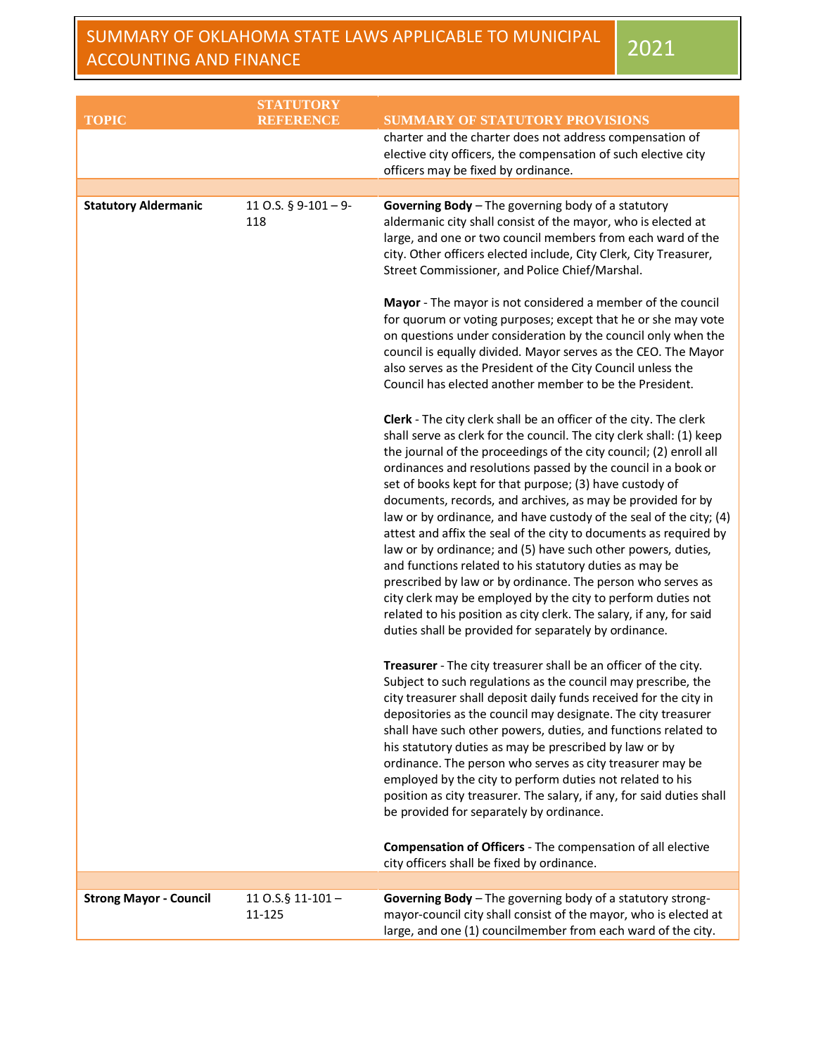| TOPIC | STATUTORY REFERENCE | SUMMARY OF STATUTORY PROVISIONS |
|---|---|---|
| | | charter and the charter does not address compensation of elective city officers, the compensation of such elective city officers may be fixed by ordinance. |
| | | |
| **Statutory Aldermanic** | 11 O.S. § 9-101 – 9-118 | **Governing Body** – The governing body of a statutory aldermanic city shall consist of the mayor, who is elected at large, and one or two council members from each ward of the city. Other officers elected include, City Clerk, City Treasurer, Street Commissioner, and Police Chief/Marshal.<br><br>**Mayor** - The mayor is not considered a member of the council for quorum or voting purposes; except that he or she may vote on questions under consideration by the council only when the council is equally divided. Mayor serves as the CEO. The Mayor also serves as the President of the City Council unless the Council has elected another member to be the President.<br><br>**Clerk** - The city clerk shall be an officer of the city. The clerk shall serve as clerk for the council. The city clerk shall: (1) keep the journal of the proceedings of the city council; (2) enroll all ordinances and resolutions passed by the council in a book or set of books kept for that purpose; (3) have custody of documents, records, and archives, as may be provided for by law or by ordinance, and have custody of the seal of the city; (4) attest and affix the seal of the city to documents as required by law or by ordinance; and (5) have such other powers, duties, and functions related to his statutory duties as may be prescribed by law or by ordinance. The person who serves as city clerk may be employed by the city to perform duties not related to his position as city clerk. The salary, if any, for said duties shall be provided for separately by ordinance.<br><br>**Treasurer** - The city treasurer shall be an officer of the city. Subject to such regulations as the council may prescribe, the city treasurer shall deposit daily funds received for the city in depositories as the council may designate. The city treasurer shall have such other powers, duties, and functions related to his statutory duties as may be prescribed by law or by ordinance. The person who serves as city treasurer may be employed by the city to perform duties not related to his position as city treasurer. The salary, if any, for said duties shall be provided for separately by ordinance.<br><br>**Compensation of Officers** - The compensation of all elective city officers shall be fixed by ordinance. |
| | | |
| **Strong Mayor - Council** | 11 O.S.§ 11-101 – 11-125 | **Governing Body** – The governing body of a statutory strong-mayor-council city shall consist of the mayor, who is elected at large, and one (1) councilmember from each ward of the city. |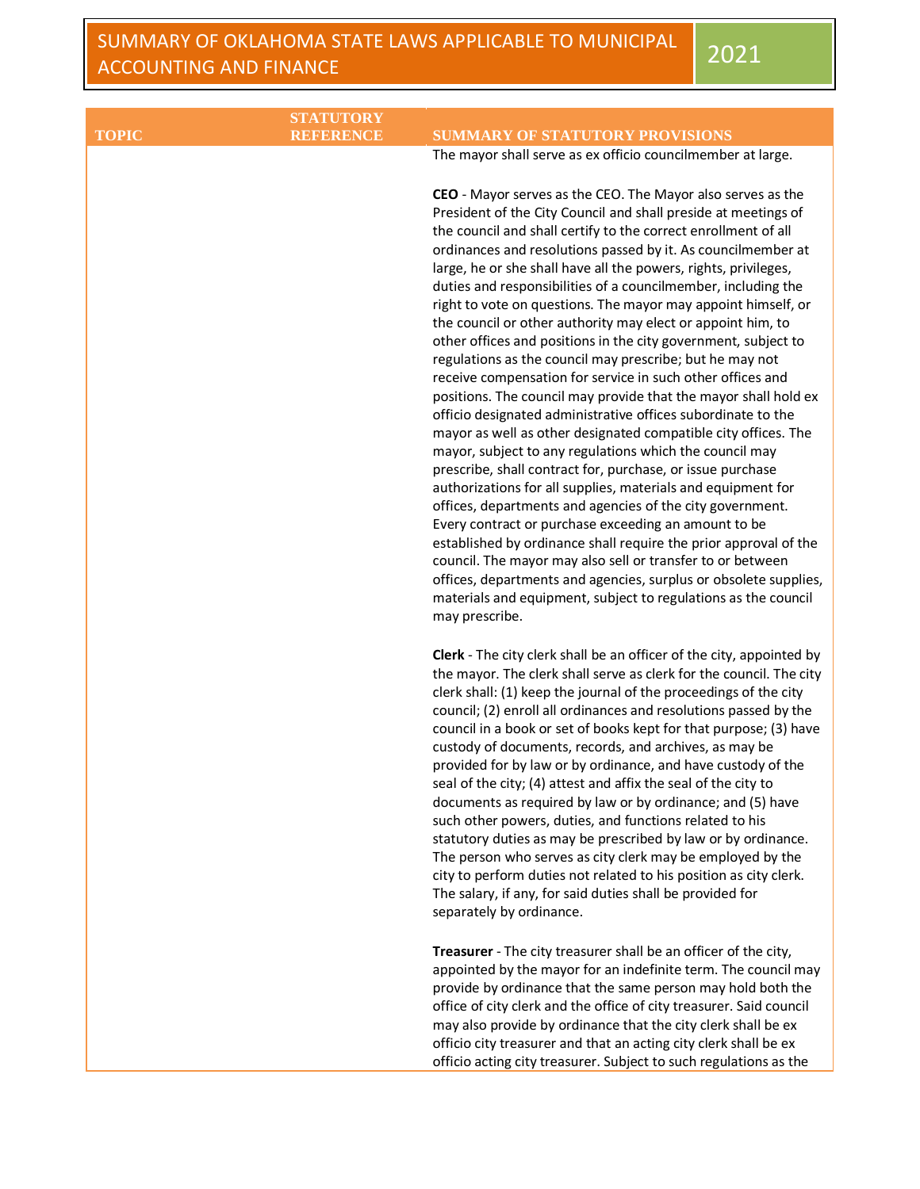| TOPIC | STATUTORY REFERENCE | SUMMARY OF STATUTORY PROVISIONS |
|---|---|---|
| | | The mayor shall serve as ex officio councilmember at large.<br><br>**CEO** - Mayor serves as the CEO. The Mayor also serves as the President of the City Council and shall preside at meetings of the council and shall certify to the correct enrollment of all ordinances and resolutions passed by it. As councilmember at large, he or she shall have all the powers, rights, privileges, duties and responsibilities of a councilmember, including the right to vote on questions. The mayor may appoint himself, or the council or other authority may elect or appoint him, to other offices and positions in the city government, subject to regulations as the council may prescribe; but he may not receive compensation for service in such other offices and positions. The council may provide that the mayor shall hold ex officio designated administrative offices subordinate to the mayor as well as other designated compatible city offices. The mayor, subject to any regulations which the council may prescribe, shall contract for, purchase, or issue purchase authorizations for all supplies, materials and equipment for offices, departments and agencies of the city government. Every contract or purchase exceeding an amount to be established by ordinance shall require the prior approval of the council. The mayor may also sell or transfer to or between offices, departments and agencies, surplus or obsolete supplies, materials and equipment, subject to regulations as the council may prescribe.<br><br>**Clerk** - The city clerk shall be an officer of the city, appointed by the mayor. The clerk shall serve as clerk for the council. The city clerk shall: (1) keep the journal of the proceedings of the city council; (2) enroll all ordinances and resolutions passed by the council in a book or set of books kept for that purpose; (3) have custody of documents, records, and archives, as may be provided for by law or by ordinance, and have custody of the seal of the city; (4) attest and affix the seal of the city to documents as required by law or by ordinance; and (5) have such other powers, duties, and functions related to his statutory duties as may be prescribed by law or by ordinance. The person who serves as city clerk may be employed by the city to perform duties not related to his position as city clerk. The salary, if any, for said duties shall be provided for separately by ordinance.<br><br>**Treasurer** - The city treasurer shall be an officer of the city, appointed by the mayor for an indefinite term. The council may provide by ordinance that the same person may hold both the office of city clerk and the office of city treasurer. Said council may also provide by ordinance that the city clerk shall be ex officio city treasurer and that an acting city clerk shall be ex officio acting city treasurer. Subject to such regulations as the |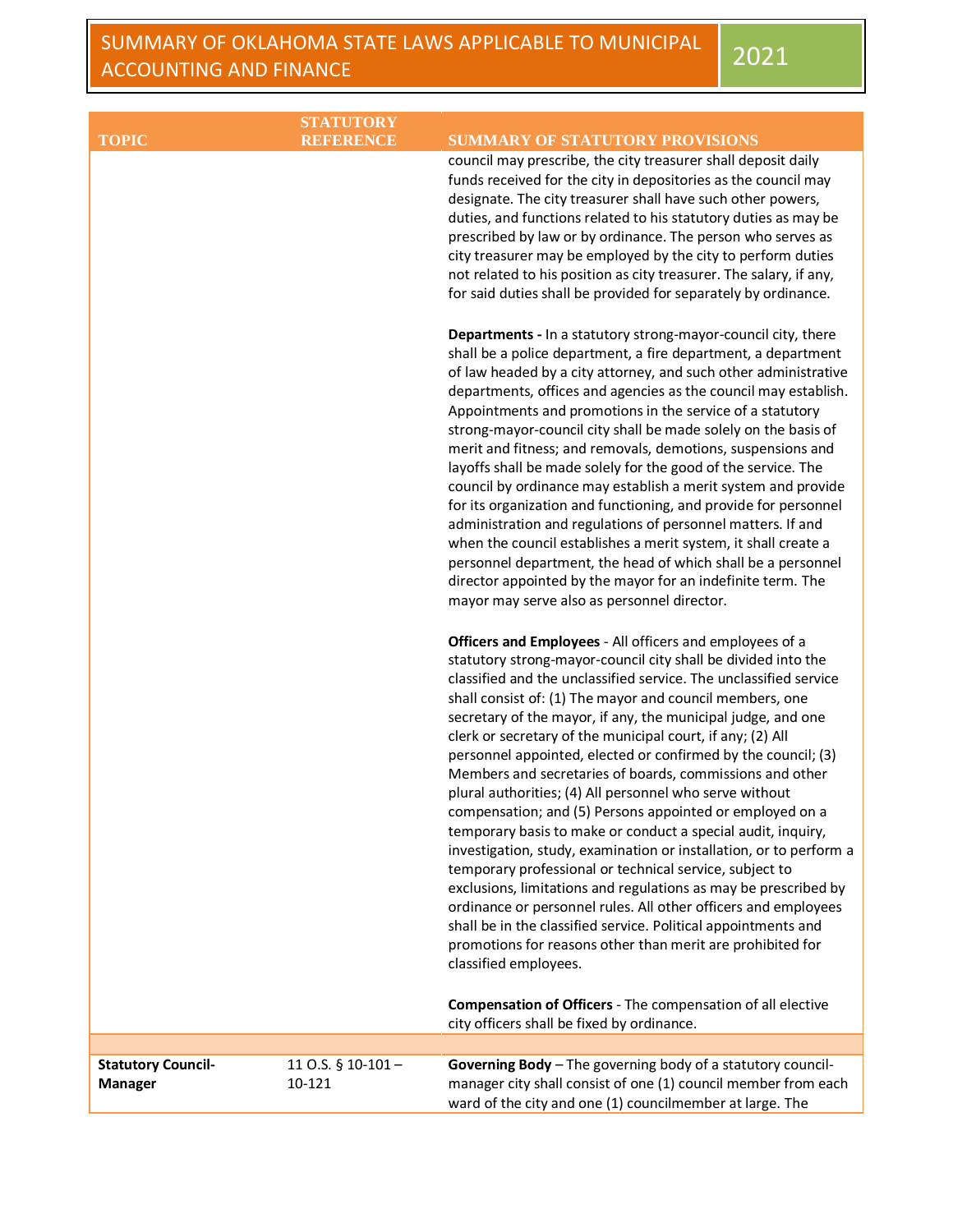| TOPIC | STATUTORY REFERENCE | SUMMARY OF STATUTORY PROVISIONS |
|---|---|---|
| | | council may prescribe, the city treasurer shall deposit daily funds received for the city in depositories as the council may designate. The city treasurer shall have such other powers, duties, and functions related to his statutory duties as may be prescribed by law or by ordinance. The person who serves as city treasurer may be employed by the city to perform duties not related to his position as city treasurer. The salary, if any, for said duties shall be provided for separately by ordinance.<br><br>**Departments -** In a statutory strong-mayor-council city, there shall be a police department, a fire department, a department of law headed by a city attorney, and such other administrative departments, offices and agencies as the council may establish. Appointments and promotions in the service of a statutory strong-mayor-council city shall be made solely on the basis of merit and fitness; and removals, demotions, suspensions and layoffs shall be made solely for the good of the service. The council by ordinance may establish a merit system and provide for its organization and functioning, and provide for personnel administration and regulations of personnel matters. If and when the council establishes a merit system, it shall create a personnel department, the head of which shall be a personnel director appointed by the mayor for an indefinite term. The mayor may serve also as personnel director.<br><br>**Officers and Employees** - All officers and employees of a statutory strong-mayor-council city shall be divided into the classified and the unclassified service. The unclassified service shall consist of: (1) The mayor and council members, one secretary of the mayor, if any, the municipal judge, and one clerk or secretary of the municipal court, if any; (2) All personnel appointed, elected or confirmed by the council; (3) Members and secretaries of boards, commissions and other plural authorities; (4) All personnel who serve without compensation; and (5) Persons appointed or employed on a temporary basis to make or conduct a special audit, inquiry, investigation, study, examination or installation, or to perform a temporary professional or technical service, subject to exclusions, limitations and regulations as may be prescribed by ordinance or personnel rules. All other officers and employees shall be in the classified service. Political appointments and promotions for reasons other than merit are prohibited for classified employees.<br><br>**Compensation of Officers** - The compensation of all elective city officers shall be fixed by ordinance. |
| | | |
| **Statutory Council-Manager** | 11 O.S. § 10-101 – 10-121 | **Governing Body** – The governing body of a statutory council-manager city shall consist of one (1) council member from each ward of the city and one (1) councilmember at large. The |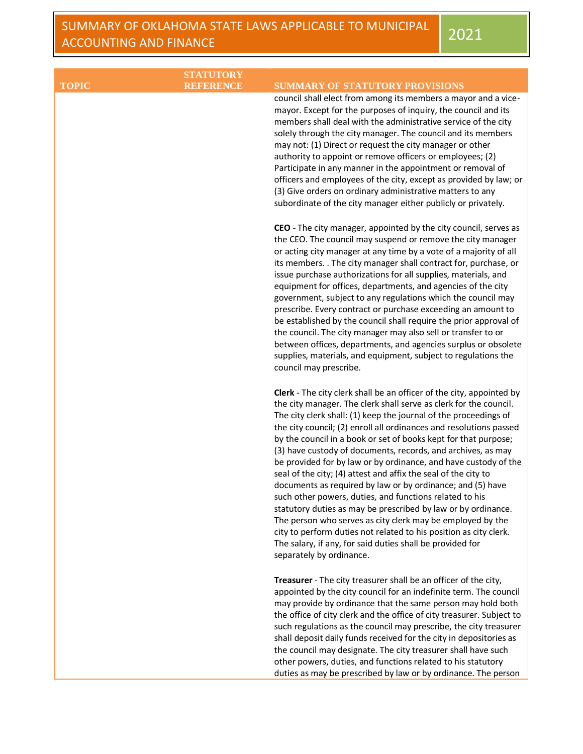| TOPIC | STATUTORY REFERENCE | SUMMARY OF STATUTORY PROVISIONS |
|---|---|---|
| | | council shall elect from among its members a mayor and a vice-mayor. Except for the purposes of inquiry, the council and its members shall deal with the administrative service of the city solely through the city manager. The council and its members may not: (1) Direct or request the city manager or other authority to appoint or remove officers or employees; (2) Participate in any manner in the appointment or removal of officers and employees of the city, except as provided by law; or (3) Give orders on ordinary administrative matters to any subordinate of the city manager either publicly or privately.<br><br>**CEO** - The city manager, appointed by the city council, serves as the CEO. The council may suspend or remove the city manager or acting city manager at any time by a vote of a majority of all its members. . The city manager shall contract for, purchase, or issue purchase authorizations for all supplies, materials, and equipment for offices, departments, and agencies of the city government, subject to any regulations which the council may prescribe. Every contract or purchase exceeding an amount to be established by the council shall require the prior approval of the council. The city manager may also sell or transfer to or between offices, departments, and agencies surplus or obsolete supplies, materials, and equipment, subject to regulations the council may prescribe.<br><br>**Clerk** - The city clerk shall be an officer of the city, appointed by the city manager. The clerk shall serve as clerk for the council. The city clerk shall: (1) keep the journal of the proceedings of the city council; (2) enroll all ordinances and resolutions passed by the council in a book or set of books kept for that purpose; (3) have custody of documents, records, and archives, as may be provided for by law or by ordinance, and have custody of the seal of the city; (4) attest and affix the seal of the city to documents as required by law or by ordinance; and (5) have such other powers, duties, and functions related to his statutory duties as may be prescribed by law or by ordinance. The person who serves as city clerk may be employed by the city to perform duties not related to his position as city clerk. The salary, if any, for said duties shall be provided for separately by ordinance.<br><br>**Treasurer** - The city treasurer shall be an officer of the city, appointed by the city council for an indefinite term. The council may provide by ordinance that the same person may hold both the office of city clerk and the office of city treasurer. Subject to such regulations as the council may prescribe, the city treasurer shall deposit daily funds received for the city in depositories as the council may designate. The city treasurer shall have such other powers, duties, and functions related to his statutory duties as may be prescribed by law or by ordinance. The person |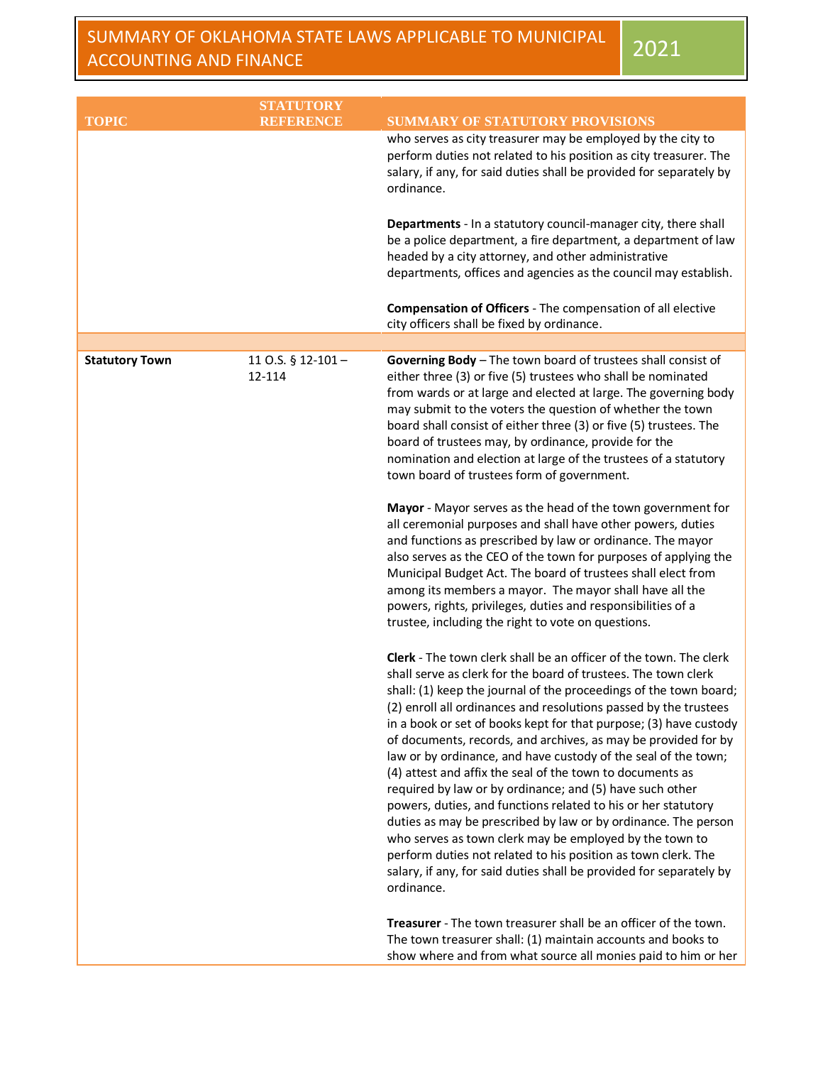| TOPIC | STATUTORY REFERENCE | SUMMARY OF STATUTORY PROVISIONS |
|---|---|---|
| | | who serves as city treasurer may be employed by the city to perform duties not related to his position as city treasurer. The salary, if any, for said duties shall be provided for separately by ordinance.<br><br>**Departments** - In a statutory council-manager city, there shall be a police department, a fire department, a department of law headed by a city attorney, and other administrative departments, offices and agencies as the council may establish.<br><br>**Compensation of Officers** - The compensation of all elective city officers shall be fixed by ordinance. |
| | | |
| **Statutory Town** | 11 O.S. § 12-101 – 12-114 | **Governing Body** – The town board of trustees shall consist of either three (3) or five (5) trustees who shall be nominated from wards or at large and elected at large. The governing body may submit to the voters the question of whether the town board shall consist of either three (3) or five (5) trustees. The board of trustees may, by ordinance, provide for the nomination and election at large of the trustees of a statutory town board of trustees form of government.<br><br>**Mayor** - Mayor serves as the head of the town government for all ceremonial purposes and shall have other powers, duties and functions as prescribed by law or ordinance. The mayor also serves as the CEO of the town for purposes of applying the Municipal Budget Act. The board of trustees shall elect from among its members a mayor. The mayor shall have all the powers, rights, privileges, duties and responsibilities of a trustee, including the right to vote on questions.<br><br>**Clerk** - The town clerk shall be an officer of the town. The clerk shall serve as clerk for the board of trustees. The town clerk shall: (1) keep the journal of the proceedings of the town board; (2) enroll all ordinances and resolutions passed by the trustees in a book or set of books kept for that purpose; (3) have custody of documents, records, and archives, as may be provided for by law or by ordinance, and have custody of the seal of the town; (4) attest and affix the seal of the town to documents as required by law or by ordinance; and (5) have such other powers, duties, and functions related to his or her statutory duties as may be prescribed by law or by ordinance. The person who serves as town clerk may be employed by the town to perform duties not related to his position as town clerk. The salary, if any, for said duties shall be provided for separately by ordinance.<br><br>**Treasurer** - The town treasurer shall be an officer of the town. The town treasurer shall: (1) maintain accounts and books to show where and from what source all monies paid to him or her |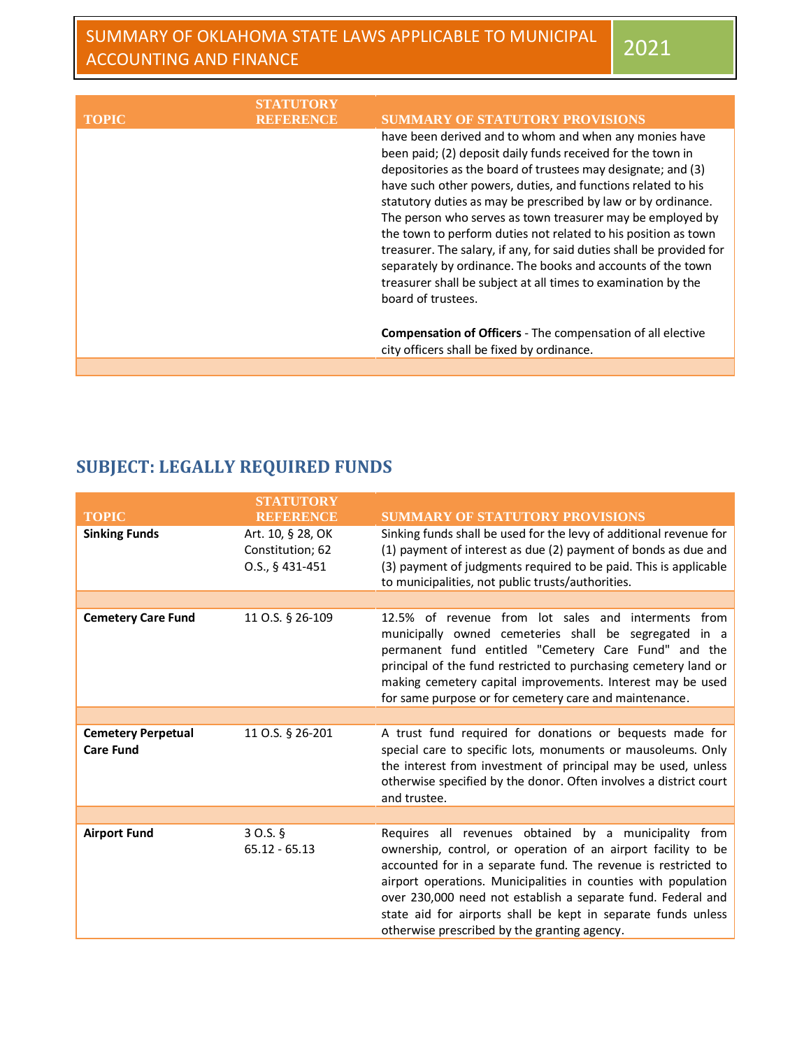| TOPIC | STATUTORY REFERENCE | SUMMARY OF STATUTORY PROVISIONS |
|---|---|---|
| | | have been derived and to whom and when any monies have been paid; (2) deposit daily funds received for the town in depositories as the board of trustees may designate; and (3) have such other powers, duties, and functions related to his statutory duties as may be prescribed by law or by ordinance. The person who serves as town treasurer may be employed by the town to perform duties not related to his position as town treasurer. The salary, if any, for said duties shall be provided for separately by ordinance. The books and accounts of the town treasurer shall be subject at all times to examination by the board of trustees.<br><br>**Compensation of Officers** - The compensation of all elective city officers shall be fixed by ordinance. |

## SUBJECT: LEGALLY REQUIRED FUNDS

| TOPIC | STATUTORY REFERENCE | SUMMARY OF STATUTORY PROVISIONS |
|---|---|---|
| **Sinking Funds** | Art. 10, § 28, OK Constitution; 62 O.S., § 431-451 | Sinking funds shall be used for the levy of additional revenue for (1) payment of interest as due (2) payment of bonds as due and (3) payment of judgments required to be paid. This is applicable to municipalities, not public trusts/authorities. |
| **Cemetery Care Fund** | 11 O.S. § 26-109 | 12.5% of revenue from lot sales and interments from municipally owned cemeteries shall be segregated in a permanent fund entitled "Cemetery Care Fund" and the principal of the fund restricted to purchasing cemetery land or making cemetery capital improvements. Interest may be used for same purpose or for cemetery care and maintenance. |
| **Cemetery Perpetual Care Fund** | 11 O.S. § 26-201 | A trust fund required for donations or bequests made for special care to specific lots, monuments or mausoleums. Only the interest from investment of principal may be used, unless otherwise specified by the donor. Often involves a district court and trustee. |
| **Airport Fund** | 3 O.S. § 65.12 - 65.13 | Requires all revenues obtained by a municipality from ownership, control, or operation of an airport facility to be accounted for in a separate fund. The revenue is restricted to airport operations. Municipalities in counties with population over 230,000 need not establish a separate fund. Federal and state aid for airports shall be kept in separate funds unless otherwise prescribed by the granting agency. |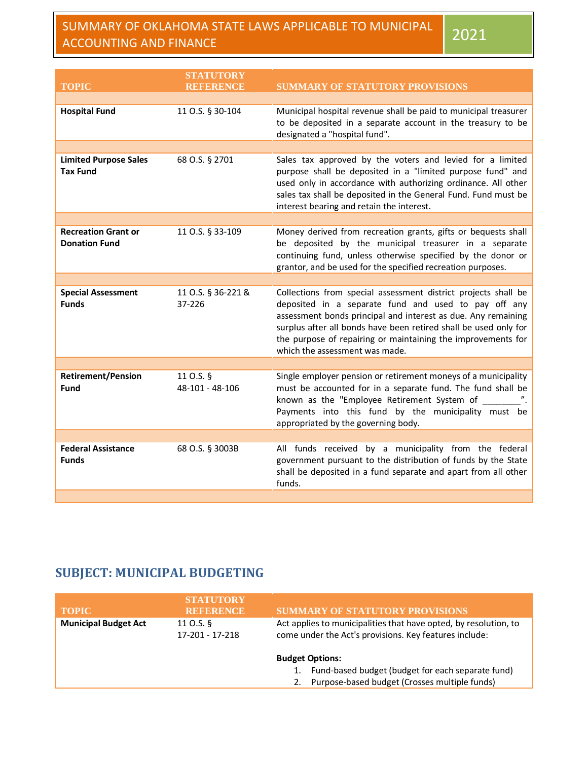| TOPIC | STATUTORY REFERENCE | SUMMARY OF STATUTORY PROVISIONS |
|---|---|---|
| **Hospital Fund** | 11 O.S. § 30-104 | Municipal hospital revenue shall be paid to municipal treasurer to be deposited in a separate account in the treasury to be designated a "hospital fund". |
| **Limited Purpose Sales Tax Fund** | 68 O.S. § 2701 | Sales tax approved by the voters and levied for a limited purpose shall be deposited in a "limited purpose fund" and used only in accordance with authorizing ordinance. All other sales tax shall be deposited in the General Fund. Fund must be interest bearing and retain the interest. |
| **Recreation Grant or Donation Fund** | 11 O.S. § 33-109 | Money derived from recreation grants, gifts or bequests shall be deposited by the municipal treasurer in a separate continuing fund, unless otherwise specified by the donor or grantor, and be used for the specified recreation purposes. |
| **Special Assessment Funds** | 11 O.S. § 36-221 & 37-226 | Collections from special assessment district projects shall be deposited in a separate fund and used to pay off any assessment bonds principal and interest as due. Any remaining surplus after all bonds have been retired shall be used only for the purpose of repairing or maintaining the improvements for which the assessment was made. |
| **Retirement/Pension Fund** | 11 O.S. § 48-101 - 48-106 | Single employer pension or retirement moneys of a municipality must be accounted for in a separate fund. The fund shall be known as the "Employee Retirement System of ________". Payments into this fund by the municipality must be appropriated by the governing body. |
| **Federal Assistance Funds** | 68 O.S. § 3003B | All funds received by a municipality from the federal government pursuant to the distribution of funds by the State shall be deposited in a fund separate and apart from all other funds. |

## SUBJECT: MUNICIPAL BUDGETING

| TOPIC | STATUTORY REFERENCE | SUMMARY OF STATUTORY PROVISIONS |
|---|---|---|
| **Municipal Budget Act** | 11 O.S. § 17-201 - 17-218 | Act applies to municipalities that have opted, by resolution, to come under the Act's provisions. Key features include:<br><br>**Budget Options:**<br>1. Fund-based budget (budget for each separate fund)<br>2. Purpose-based budget (Crosses multiple funds) |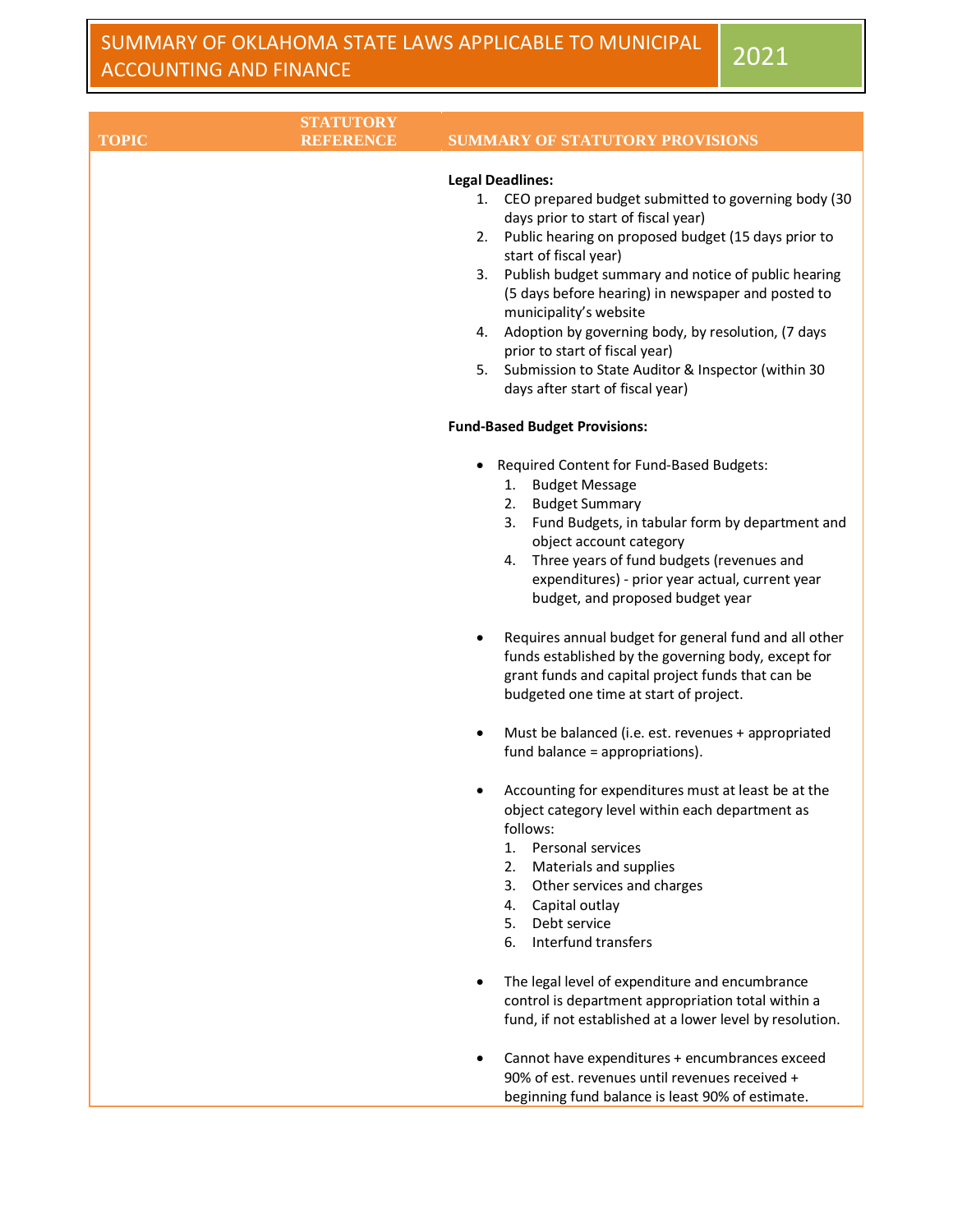| TOPIC | STATUTORY REFERENCE | SUMMARY OF STATUTORY PROVISIONS |
|---|---|---|
| | | **Legal Deadlines:**<br>1. CEO prepared budget submitted to governing body (30 days prior to start of fiscal year)<br>2. Public hearing on proposed budget (15 days prior to start of fiscal year)<br>3. Publish budget summary and notice of public hearing (5 days before hearing) in newspaper and posted to municipality's website<br>4. Adoption by governing body, by resolution, (7 days prior to start of fiscal year)<br>5. Submission to State Auditor & Inspector (within 30 days after start of fiscal year)<br><br>**Fund-Based Budget Provisions:**<br>• Required Content for Fund-Based Budgets:<br>1. Budget Message<br>2. Budget Summary<br>3. Fund Budgets, in tabular form by department and object account category<br>4. Three years of fund budgets (revenues and expenditures) - prior year actual, current year budget, and proposed budget year<br><br>• Requires annual budget for general fund and all other funds established by the governing body, except for grant funds and capital project funds that can be budgeted one time at start of project.<br><br>• Must be balanced (i.e. est. revenues + appropriated fund balance = appropriations).<br><br>• Accounting for expenditures must at least be at the object category level within each department as follows:<br>1. Personal services<br>2. Materials and supplies<br>3. Other services and charges<br>4. Capital outlay<br>5. Debt service<br>6. Interfund transfers<br><br>• The legal level of expenditure and encumbrance control is department appropriation total within a fund, if not established at a lower level by resolution.<br><br>• Cannot have expenditures + encumbrances exceed 90% of est. revenues until revenues received + beginning fund balance is least 90% of estimate. |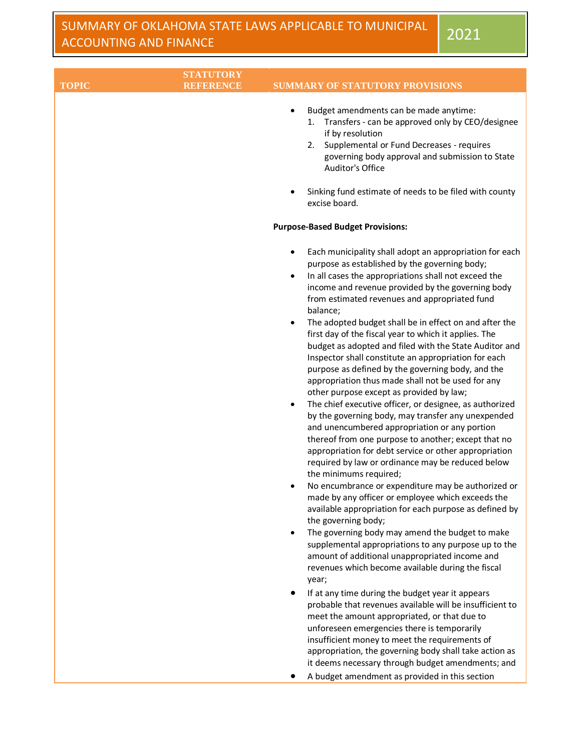| TOPIC | STATUTORY REFERENCE | SUMMARY OF STATUTORY PROVISIONS |
|---|---|---|
| | | • Budget amendments can be made anytime:<br>1. Transfers - can be approved only by CEO/designee if by resolution<br>2. Supplemental or Fund Decreases - requires governing body approval and submission to State Auditor's Office<br><br>• Sinking fund estimate of needs to be filed with county excise board.<br><br>**Purpose-Based Budget Provisions:**<br><br>• Each municipality shall adopt an appropriation for each purpose as established by the governing body;<br>• In all cases the appropriations shall not exceed the income and revenue provided by the governing body from estimated revenues and appropriated fund balance;<br>• The adopted budget shall be in effect on and after the first day of the fiscal year to which it applies. The budget as adopted and filed with the State Auditor and Inspector shall constitute an appropriation for each purpose as defined by the governing body, and the appropriation thus made shall not be used for any other purpose except as provided by law;<br>• The chief executive officer, or designee, as authorized by the governing body, may transfer any unexpended and unencumbered appropriation or any portion thereof from one purpose to another; except that no appropriation for debt service or other appropriation required by law or ordinance may be reduced below the minimums required;<br>• No encumbrance or expenditure may be authorized or made by any officer or employee which exceeds the available appropriation for each purpose as defined by the governing body;<br>• The governing body may amend the budget to make supplemental appropriations to any purpose up to the amount of additional unappropriated income and revenues which become available during the fiscal year;<br>• If at any time during the budget year it appears probable that revenues available will be insufficient to meet the amount appropriated, or that due to unforeseen emergencies there is temporarily insufficient money to meet the requirements of appropriation, the governing body shall take action as it deems necessary through budget amendments; and<br>• A budget amendment as provided in this section |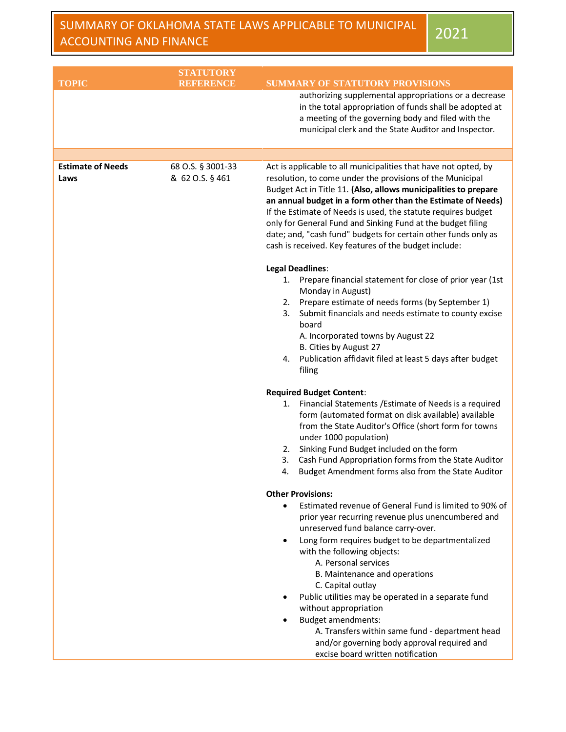| TOPIC | STATUTORY REFERENCE | SUMMARY OF STATUTORY PROVISIONS |
|---|---|---|
| | | authorizing supplemental appropriations or a decrease in the total appropriation of funds shall be adopted at a meeting of the governing body and filed with the municipal clerk and the State Auditor and Inspector. |
| | | |
| **Estimate of Needs Laws** | 68 O.S. § 3001-33 & 62 O.S. § 461 | Act is applicable to all municipalities that have not opted, by resolution, to come under the provisions of the Municipal Budget Act in Title 11. **(Also, allows municipalities to prepare an annual budget in a form other than the Estimate of Needs)** If the Estimate of Needs is used, the statute requires budget only for General Fund and Sinking Fund at the budget filing date; and, "cash fund" budgets for certain other funds only as cash is received. Key features of the budget include:<br><br>**Legal Deadlines**:<br>1. Prepare financial statement for close of prior year (1st Monday in August)<br>2. Prepare estimate of needs forms (by September 1)<br>3. Submit financials and needs estimate to county excise board<br>A. Incorporated towns by August 22<br>B. Cities by August 27<br>4. Publication affidavit filed at least 5 days after budget filing<br><br>**Required Budget Content**:<br>1. Financial Statements /Estimate of Needs is a required form (automated format on disk available) available from the State Auditor's Office (short form for towns under 1000 population)<br>2. Sinking Fund Budget included on the form<br>3. Cash Fund Appropriation forms from the State Auditor<br>4. Budget Amendment forms also from the State Auditor<br><br>**Other Provisions:**<br>• Estimated revenue of General Fund is limited to 90% of prior year recurring revenue plus unencumbered and unreserved fund balance carry-over.<br>• Long form requires budget to be departmentalized with the following objects:<br>A. Personal services<br>B. Maintenance and operations<br>C. Capital outlay<br>• Public utilities may be operated in a separate fund without appropriation<br>• Budget amendments:<br>A. Transfers within same fund - department head and/or governing body approval required and excise board written notification |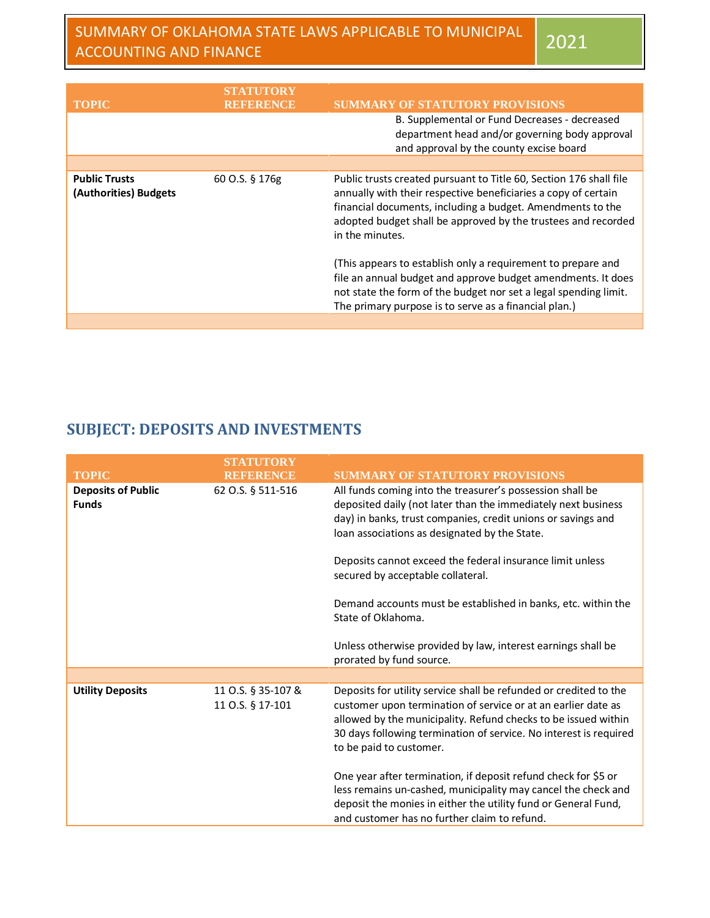| TOPIC | STATUTORY REFERENCE | SUMMARY OF STATUTORY PROVISIONS |
|---|---|---|
| | | B. Supplemental or Fund Decreases - decreased department head and/or governing body approval and approval by the county excise board |
| **Public Trusts (Authorities) Budgets** | 60 O.S. § 176g | Public trusts created pursuant to Title 60, Section 176 shall file annually with their respective beneficiaries a copy of certain financial documents, including a budget. Amendments to the adopted budget shall be approved by the trustees and recorded in the minutes.<br><br>(This appears to establish only a requirement to prepare and file an annual budget and approve budget amendments. It does not state the form of the budget nor set a legal spending limit. The primary purpose is to serve as a financial plan.) |

## SUBJECT: DEPOSITS AND INVESTMENTS

| TOPIC | STATUTORY REFERENCE | SUMMARY OF STATUTORY PROVISIONS |
|---|---|---|
| **Deposits of Public Funds** | 62 O.S. § 511-516 | All funds coming into the treasurer's possession shall be deposited daily (not later than the immediately next business day) in banks, trust companies, credit unions or savings and loan associations as designated by the State.<br><br>Deposits cannot exceed the federal insurance limit unless secured by acceptable collateral.<br><br>Demand accounts must be established in banks, etc. within the State of Oklahoma.<br><br>Unless otherwise provided by law, interest earnings shall be prorated by fund source. |
| **Utility Deposits** | 11 O.S. § 35-107 & 11 O.S. § 17-101 | Deposits for utility service shall be refunded or credited to the customer upon termination of service or at an earlier date as allowed by the municipality. Refund checks to be issued within 30 days following termination of service. No interest is required to be paid to customer.<br><br>One year after termination, if deposit refund check for $5 or less remains un-cashed, municipality may cancel the check and deposit the monies in either the utility fund or General Fund, and customer has no further claim to refund. |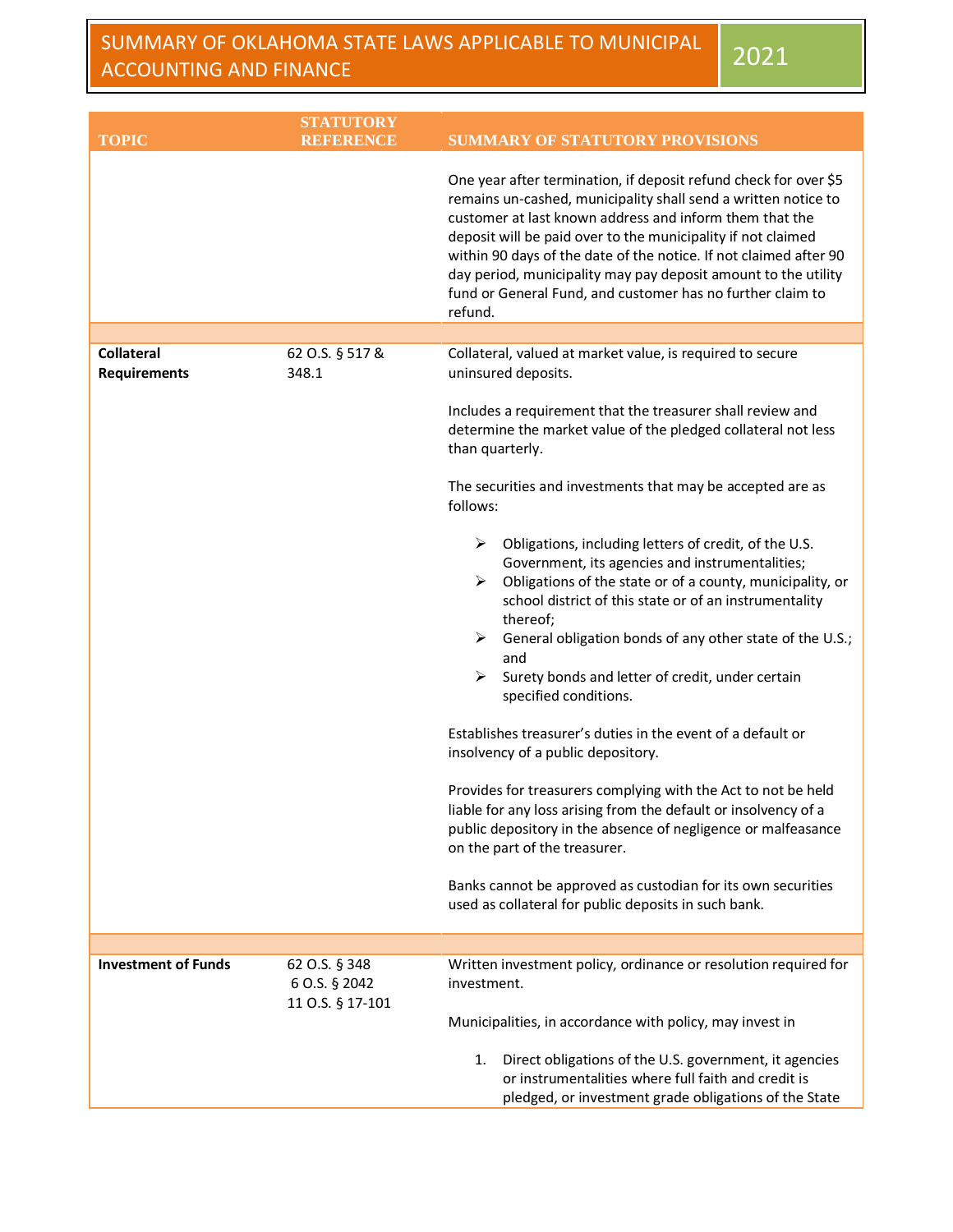| TOPIC | STATUTORY REFERENCE | SUMMARY OF STATUTORY PROVISIONS |
| --- | --- | --- |
| | | One year after termination, if deposit refund check for over $5 remains un-cashed, municipality shall send a written notice to customer at last known address and inform them that the deposit will be paid over to the municipality if not claimed within 90 days of the date of the notice. If not claimed after 90 day period, municipality may pay deposit amount to the utility fund or General Fund, and customer has no further claim to refund. |
| | | |
| **Collateral Requirements** | 62 O.S. § 517 & 348.1 | Collateral, valued at market value, is required to secure uninsured deposits.<br><br>Includes a requirement that the treasurer shall review and determine the market value of the pledged collateral not less than quarterly.<br><br>The securities and investments that may be accepted are as follows:<br><br>➢ Obligations, including letters of credit, of the U.S. Government, its agencies and instrumentalities;<br>➢ Obligations of the state or of a county, municipality, or school district of this state or of an instrumentality thereof;<br>➢ General obligation bonds of any other state of the U.S.; and<br>➢ Surety bonds and letter of credit, under certain specified conditions.<br><br>Establishes treasurer's duties in the event of a default or insolvency of a public depository.<br><br>Provides for treasurers complying with the Act to not be held liable for any loss arising from the default or insolvency of a public depository in the absence of negligence or malfeasance on the part of the treasurer.<br><br>Banks cannot be approved as custodian for its own securities used as collateral for public deposits in such bank. |
| | | |
| **Investment of Funds** | 62 O.S. § 348<br>6 O.S. § 2042<br>11 O.S. § 17-101 | Written investment policy, ordinance or resolution required for investment.<br><br>Municipalities, in accordance with policy, may invest in<br><br>1. Direct obligations of the U.S. government, it agencies or instrumentalities where full faith and credit is pledged, or investment grade obligations of the State |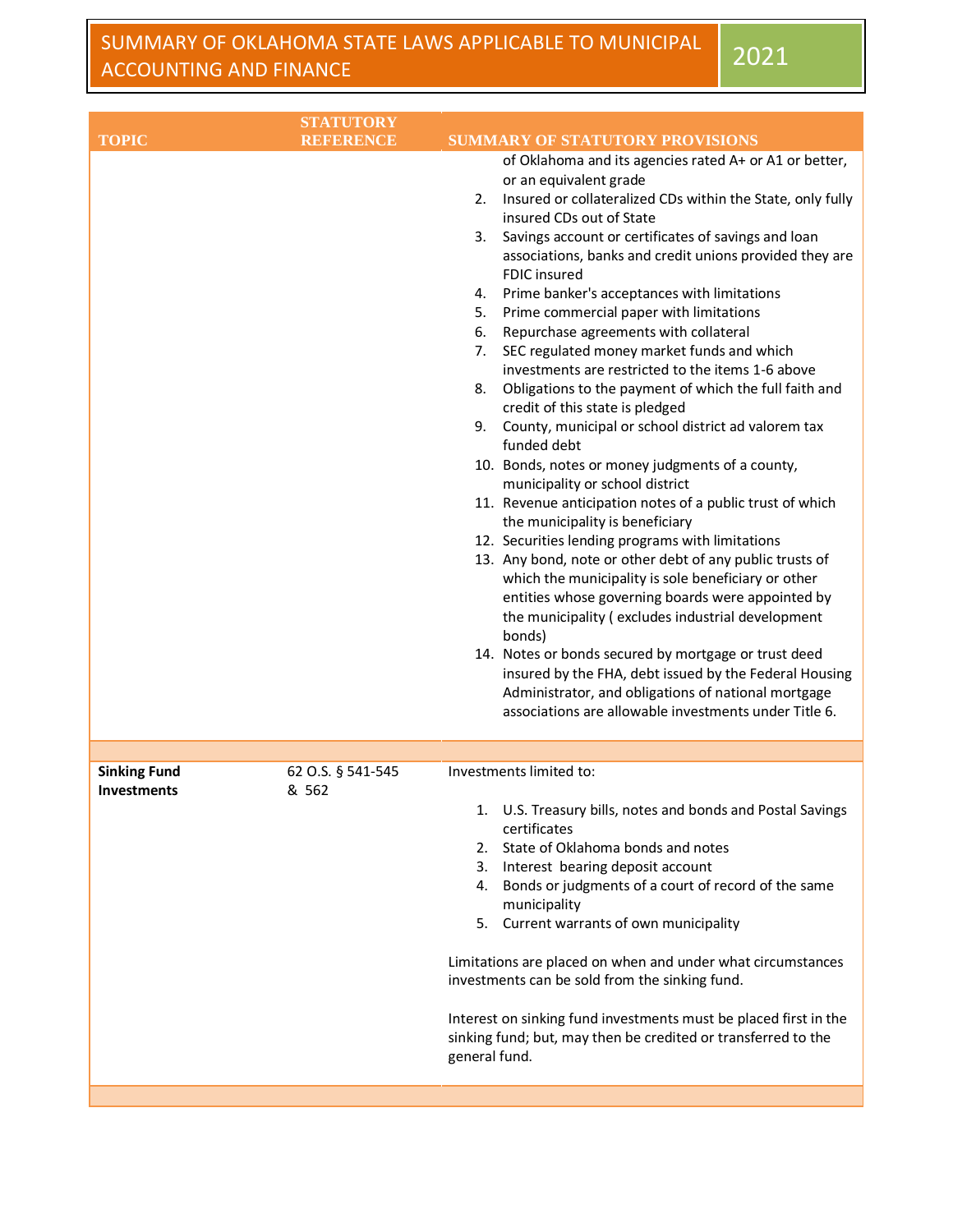| TOPIC | STATUTORY REFERENCE | SUMMARY OF STATUTORY PROVISIONS |
|---|---|---|
| | | of Oklahoma and its agencies rated A+ or A1 or better, or an equivalent grade<br>2. Insured or collateralized CDs within the State, only fully insured CDs out of State<br>3. Savings account or certificates of savings and loan associations, banks and credit unions provided they are FDIC insured<br>4. Prime banker's acceptances with limitations<br>5. Prime commercial paper with limitations<br>6. Repurchase agreements with collateral<br>7. SEC regulated money market funds and which investments are restricted to the items 1-6 above<br>8. Obligations to the payment of which the full faith and credit of this state is pledged<br>9. County, municipal or school district ad valorem tax funded debt<br>10. Bonds, notes or money judgments of a county, municipality or school district<br>11. Revenue anticipation notes of a public trust of which the municipality is beneficiary<br>12. Securities lending programs with limitations<br>13. Any bond, note or other debt of any public trusts of which the municipality is sole beneficiary or other entities whose governing boards were appointed by the municipality ( excludes industrial development bonds)<br>14. Notes or bonds secured by mortgage or trust deed insured by the FHA, debt issued by the Federal Housing Administrator, and obligations of national mortgage associations are allowable investments under Title 6. |
| | | |
| **Sinking Fund Investments** | 62 O.S. § 541-545 & 562 | Investments limited to:<br><br>1. U.S. Treasury bills, notes and bonds and Postal Savings certificates<br>2. State of Oklahoma bonds and notes<br>3. Interest bearing deposit account<br>4. Bonds or judgments of a court of record of the same municipality<br>5. Current warrants of own municipality<br><br>Limitations are placed on when and under what circumstances investments can be sold from the sinking fund.<br><br>Interest on sinking fund investments must be placed first in the sinking fund; but, may then be credited or transferred to the general fund. |
| | | |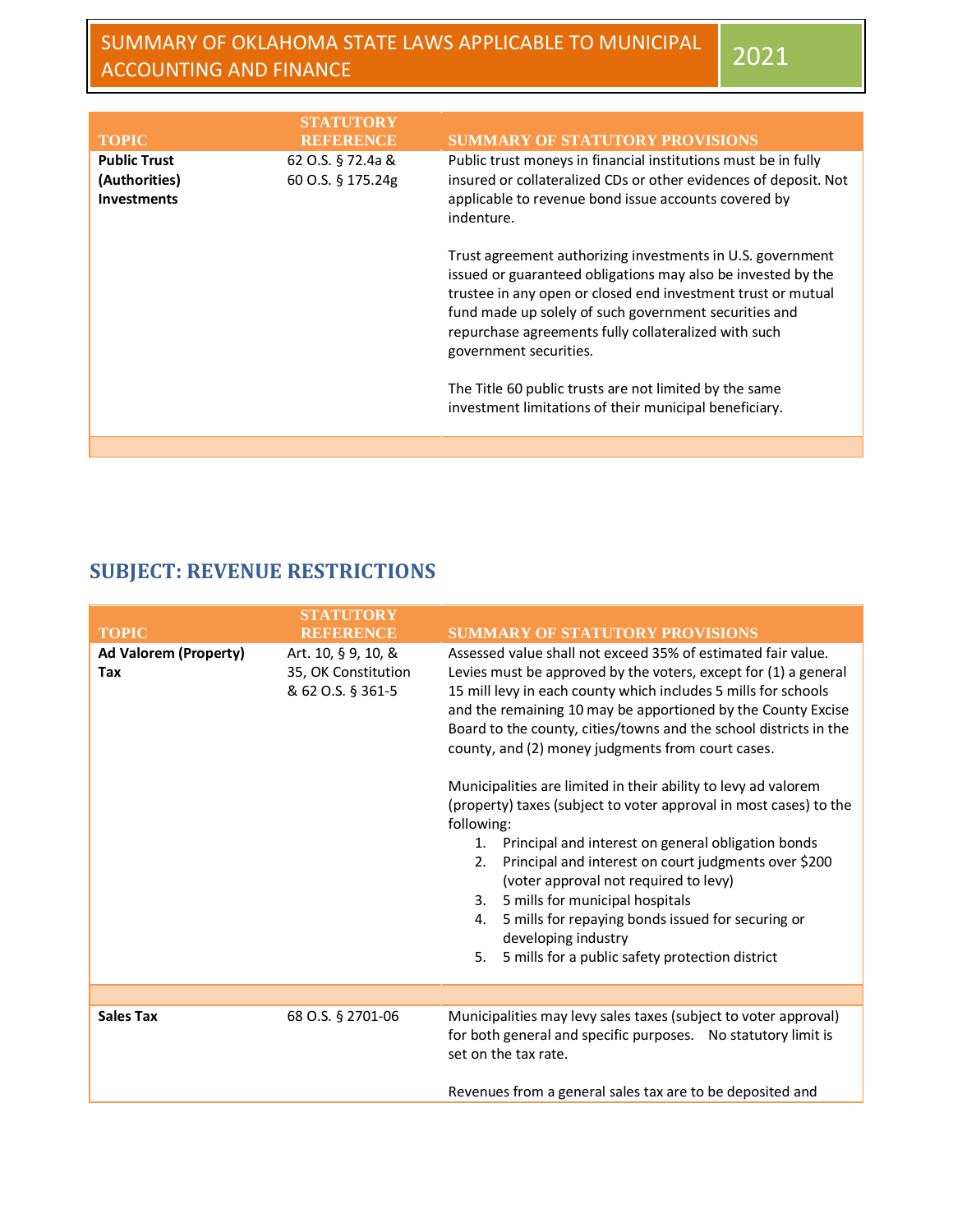| TOPIC | STATUTORY REFERENCE | SUMMARY OF STATUTORY PROVISIONS |
|---|---|---|
| **Public Trust (Authorities) Investments** | 62 O.S. § 72.4a & 60 O.S. § 175.24g | Public trust moneys in financial institutions must be in fully insured or collateralized CDs or other evidences of deposit. Not applicable to revenue bond issue accounts covered by indenture.<br><br>Trust agreement authorizing investments in U.S. government issued or guaranteed obligations may also be invested by the trustee in any open or closed end investment trust or mutual fund made up solely of such government securities and repurchase agreements fully collateralized with such government securities.<br><br>The Title 60 public trusts are not limited by the same investment limitations of their municipal beneficiary. |

## SUBJECT: REVENUE RESTRICTIONS

| TOPIC | STATUTORY REFERENCE | SUMMARY OF STATUTORY PROVISIONS |
|---|---|---|
| **Ad Valorem (Property) Tax** | Art. 10, § 9, 10, & 35, OK Constitution & 62 O.S. § 361-5 | Assessed value shall not exceed 35% of estimated fair value. Levies must be approved by the voters, except for (1) a general 15 mill levy in each county which includes 5 mills for schools and the remaining 10 may be apportioned by the County Excise Board to the county, cities/towns and the school districts in the county, and (2) money judgments from court cases.<br><br>Municipalities are limited in their ability to levy ad valorem (property) taxes (subject to voter approval in most cases) to the following:<br>1. Principal and interest on general obligation bonds<br>2. Principal and interest on court judgments over $200 (voter approval not required to levy)<br>3. 5 mills for municipal hospitals<br>4. 5 mills for repaying bonds issued for securing or developing industry<br>5. 5 mills for a public safety protection district |
| **Sales Tax** | 68 O.S. § 2701-06 | Municipalities may levy sales taxes (subject to voter approval) for both general and specific purposes. No statutory limit is set on the tax rate.<br><br>Revenues from a general sales tax are to be deposited and |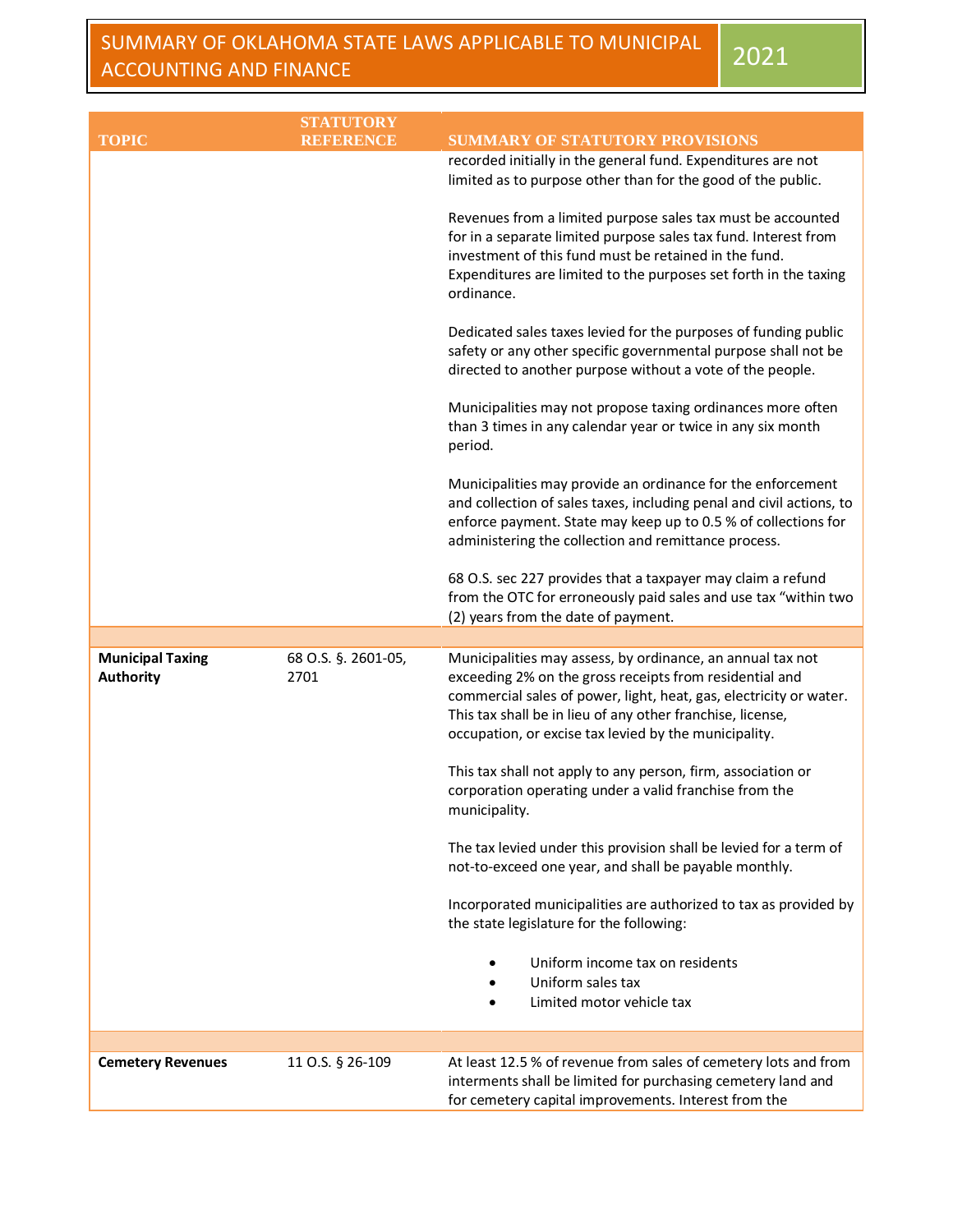| TOPIC | STATUTORY REFERENCE | SUMMARY OF STATUTORY PROVISIONS |
| --- | --- | --- |
| | | recorded initially in the general fund. Expenditures are not limited as to purpose other than for the good of the public.<br><br>Revenues from a limited purpose sales tax must be accounted for in a separate limited purpose sales tax fund. Interest from investment of this fund must be retained in the fund. Expenditures are limited to the purposes set forth in the taxing ordinance.<br><br>Dedicated sales taxes levied for the purposes of funding public safety or any other specific governmental purpose shall not be directed to another purpose without a vote of the people.<br><br>Municipalities may not propose taxing ordinances more often than 3 times in any calendar year or twice in any six month period.<br><br>Municipalities may provide an ordinance for the enforcement and collection of sales taxes, including penal and civil actions, to enforce payment. State may keep up to 0.5 % of collections for administering the collection and remittance process.<br><br>68 O.S. sec 227 provides that a taxpayer may claim a refund from the OTC for erroneously paid sales and use tax "within two (2) years from the date of payment. |
| | | |
| **Municipal Taxing Authority** | 68 O.S. §. 2601-05, 2701 | Municipalities may assess, by ordinance, an annual tax not exceeding 2% on the gross receipts from residential and commercial sales of power, light, heat, gas, electricity or water. This tax shall be in lieu of any other franchise, license, occupation, or excise tax levied by the municipality.<br><br>This tax shall not apply to any person, firm, association or corporation operating under a valid franchise from the municipality.<br><br>The tax levied under this provision shall be levied for a term of not-to-exceed one year, and shall be payable monthly.<br><br>Incorporated municipalities are authorized to tax as provided by the state legislature for the following:<br><br>• Uniform income tax on residents<br>• Uniform sales tax<br>• Limited motor vehicle tax |
| | | |
| **Cemetery Revenues** | 11 O.S. § 26-109 | At least 12.5 % of revenue from sales of cemetery lots and from interments shall be limited for purchasing cemetery land and for cemetery capital improvements. Interest from the |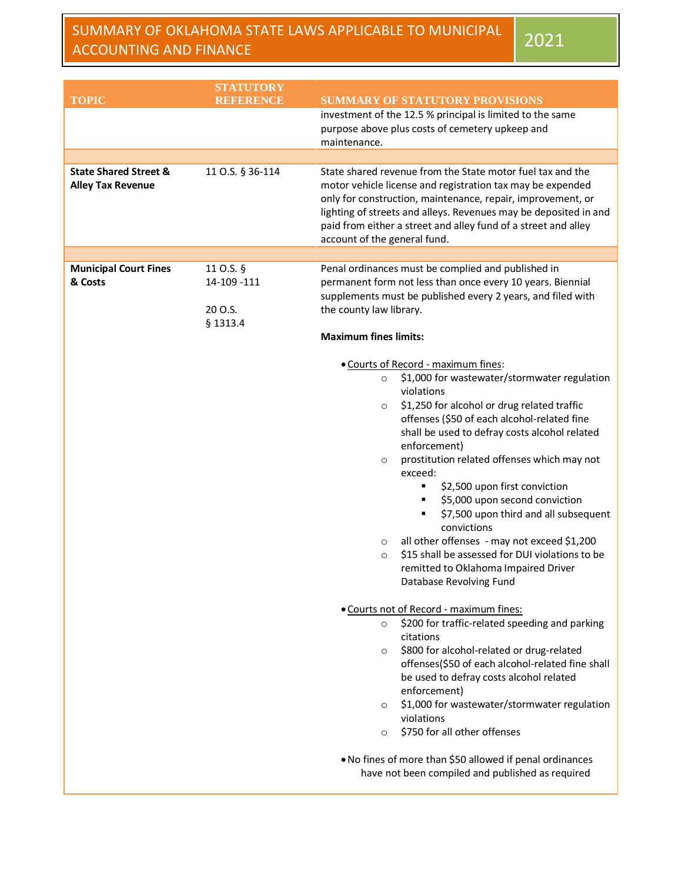| TOPIC | STATUTORY REFERENCE | SUMMARY OF STATUTORY PROVISIONS |
|---|---|---|
| | | investment of the 12.5 % principal is limited to the same purpose above plus costs of cemetery upkeep and maintenance. |
| | | |
| **State Shared Street & Alley Tax Revenue** | 11 O.S. § 36-114 | State shared revenue from the State motor fuel tax and the motor vehicle license and registration tax may be expended only for construction, maintenance, repair, improvement, or lighting of streets and alleys. Revenues may be deposited in and paid from either a street and alley fund of a street and alley account of the general fund. |
| | | |
| **Municipal Court Fines & Costs** | 11 O.S. § 14-109 -111<br><br>20 O.S. § 1313.4 | Penal ordinances must be complied and published in permanent form not less than once every 10 years. Biennial supplements must be published every 2 years, and filed with the county law library.<br><br>**Maximum fines limits:**<br><br>• Courts of Record - maximum fines:<br>&nbsp;&nbsp;&nbsp;&nbsp;○ $1,000 for wastewater/stormwater regulation violations<br>&nbsp;&nbsp;&nbsp;&nbsp;○ $1,250 for alcohol or drug related traffic offenses ($50 of each alcohol-related fine shall be used to defray costs alcohol related enforcement)<br>&nbsp;&nbsp;&nbsp;&nbsp;○ prostitution related offenses which may not exceed:<br>&nbsp;&nbsp;&nbsp;&nbsp;&nbsp;&nbsp;&nbsp;&nbsp;▪ $2,500 upon first conviction<br>&nbsp;&nbsp;&nbsp;&nbsp;&nbsp;&nbsp;&nbsp;&nbsp;▪ $5,000 upon second conviction<br>&nbsp;&nbsp;&nbsp;&nbsp;&nbsp;&nbsp;&nbsp;&nbsp;▪ $7,500 upon third and all subsequent convictions<br>&nbsp;&nbsp;&nbsp;&nbsp;○ all other offenses - may not exceed $1,200<br>&nbsp;&nbsp;&nbsp;&nbsp;○ $15 shall be assessed for DUI violations to be remitted to Oklahoma Impaired Driver Database Revolving Fund<br><br>• Courts not of Record - maximum fines:<br>&nbsp;&nbsp;&nbsp;&nbsp;○ $200 for traffic-related speeding and parking citations<br>&nbsp;&nbsp;&nbsp;&nbsp;○ $800 for alcohol-related or drug-related offenses($50 of each alcohol-related fine shall be used to defray costs alcohol related enforcement)<br>&nbsp;&nbsp;&nbsp;&nbsp;○ $1,000 for wastewater/stormwater regulation violations<br>&nbsp;&nbsp;&nbsp;&nbsp;○ $750 for all other offenses<br><br>• No fines of more than $50 allowed if penal ordinances have not been compiled and published as required |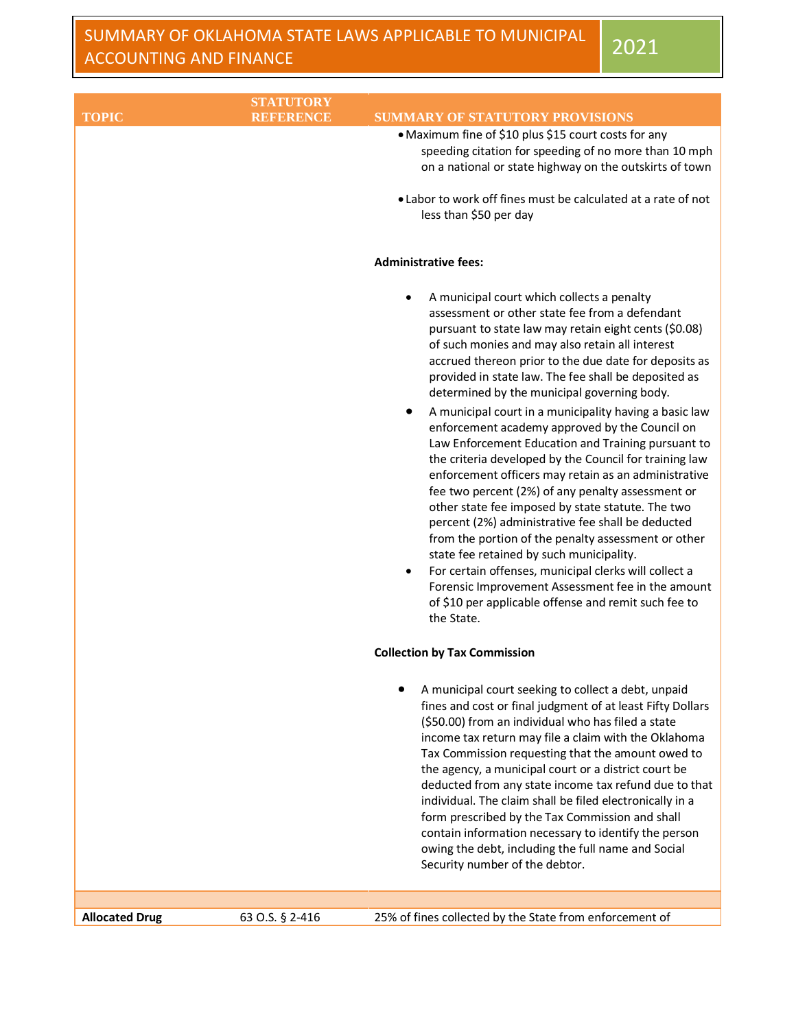| TOPIC | STATUTORY REFERENCE | SUMMARY OF STATUTORY PROVISIONS |
|---|---|---|
| | | • Maximum fine of $10 plus $15 court costs for any speeding citation for speeding of no more than 10 mph on a national or state highway on the outskirts of town<br><br>• Labor to work off fines must be calculated at a rate of not less than $50 per day<br><br>**Administrative fees:**<br><br>• A municipal court which collects a penalty assessment or other state fee from a defendant pursuant to state law may retain eight cents ($0.08) of such monies and may also retain all interest accrued thereon prior to the due date for deposits as provided in state law. The fee shall be deposited as determined by the municipal governing body.<br>• A municipal court in a municipality having a basic law enforcement academy approved by the Council on Law Enforcement Education and Training pursuant to the criteria developed by the Council for training law enforcement officers may retain as an administrative fee two percent (2%) of any penalty assessment or other state fee imposed by state statute. The two percent (2%) administrative fee shall be deducted from the portion of the penalty assessment or other state fee retained by such municipality.<br>• For certain offenses, municipal clerks will collect a Forensic Improvement Assessment fee in the amount of $10 per applicable offense and remit such fee to the State.<br><br>**Collection by Tax Commission**<br><br>• A municipal court seeking to collect a debt, unpaid fines and cost or final judgment of at least Fifty Dollars ($50.00) from an individual who has filed a state income tax return may file a claim with the Oklahoma Tax Commission requesting that the amount owed to the agency, a municipal court or a district court be deducted from any state income tax refund due to that individual. The claim shall be filed electronically in a form prescribed by the Tax Commission and shall contain information necessary to identify the person owing the debt, including the full name and Social Security number of the debtor. |
| | | |
| **Allocated Drug** | 63 O.S. § 2-416 | 25% of fines collected by the State from enforcement of |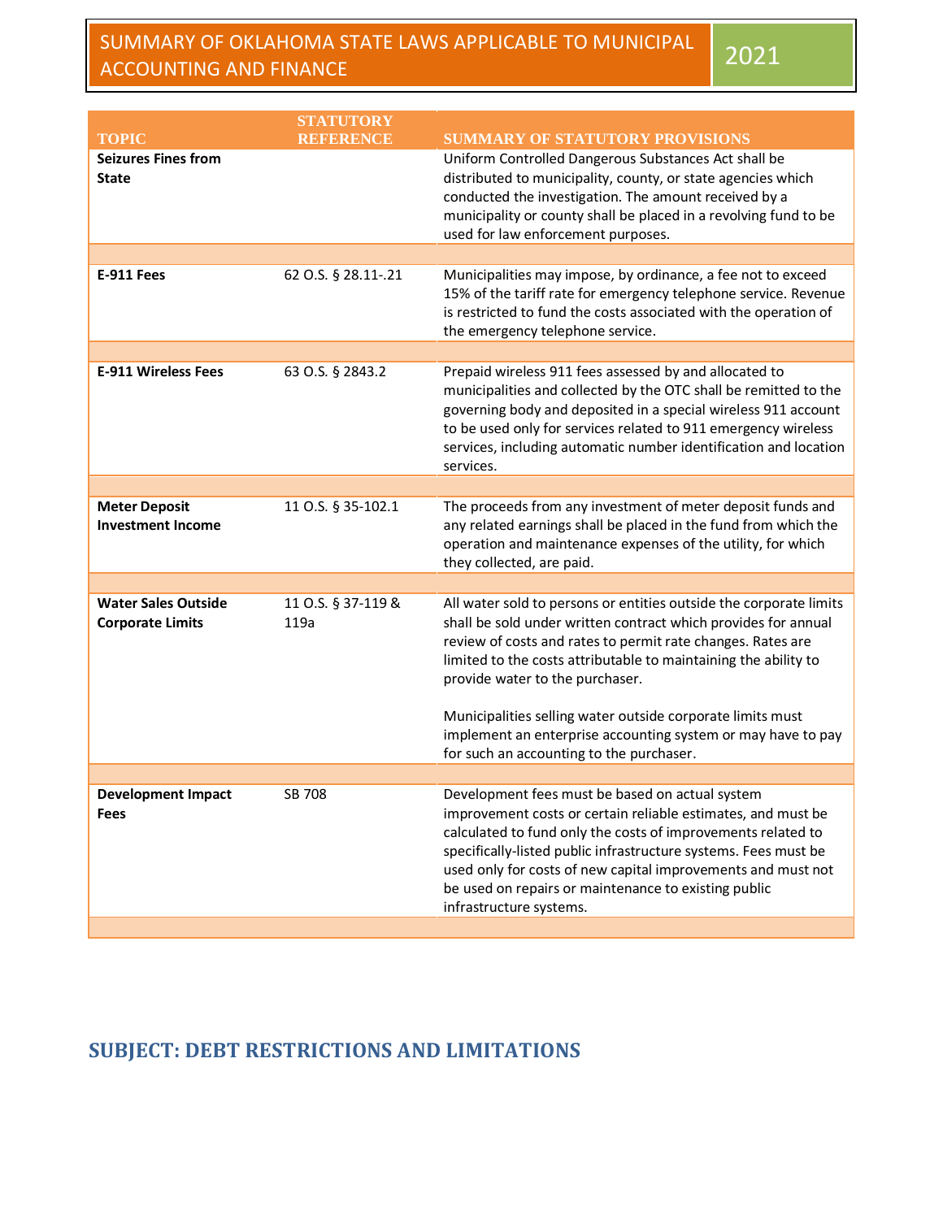| TOPIC | STATUTORY REFERENCE | SUMMARY OF STATUTORY PROVISIONS |
|---|---|---|
| **Seizures Fines from State** | | Uniform Controlled Dangerous Substances Act shall be distributed to municipality, county, or state agencies which conducted the investigation. The amount received by a municipality or county shall be placed in a revolving fund to be used for law enforcement purposes. |
| **E-911 Fees** | 62 O.S. § 28.11-.21 | Municipalities may impose, by ordinance, a fee not to exceed 15% of the tariff rate for emergency telephone service. Revenue is restricted to fund the costs associated with the operation of the emergency telephone service. |
| **E-911 Wireless Fees** | 63 O.S. § 2843.2 | Prepaid wireless 911 fees assessed by and allocated to municipalities and collected by the OTC shall be remitted to the governing body and deposited in a special wireless 911 account to be used only for services related to 911 emergency wireless services, including automatic number identification and location services. |
| **Meter Deposit Investment Income** | 11 O.S. § 35-102.1 | The proceeds from any investment of meter deposit funds and any related earnings shall be placed in the fund from which the operation and maintenance expenses of the utility, for which they collected, are paid. |
| **Water Sales Outside Corporate Limits** | 11 O.S. § 37-119 & 119a | All water sold to persons or entities outside the corporate limits shall be sold under written contract which provides for annual review of costs and rates to permit rate changes. Rates are limited to the costs attributable to maintaining the ability to provide water to the purchaser.<br><br>Municipalities selling water outside corporate limits must implement an enterprise accounting system or may have to pay for such an accounting to the purchaser. |
| **Development Impact Fees** | SB 708 | Development fees must be based on actual system improvement costs or certain reliable estimates, and must be calculated to fund only the costs of improvements related to specifically-listed public infrastructure systems. Fees must be used only for costs of new capital improvements and must not be used on repairs or maintenance to existing public infrastructure systems. |

## SUBJECT: DEBT RESTRICTIONS AND LIMITATIONS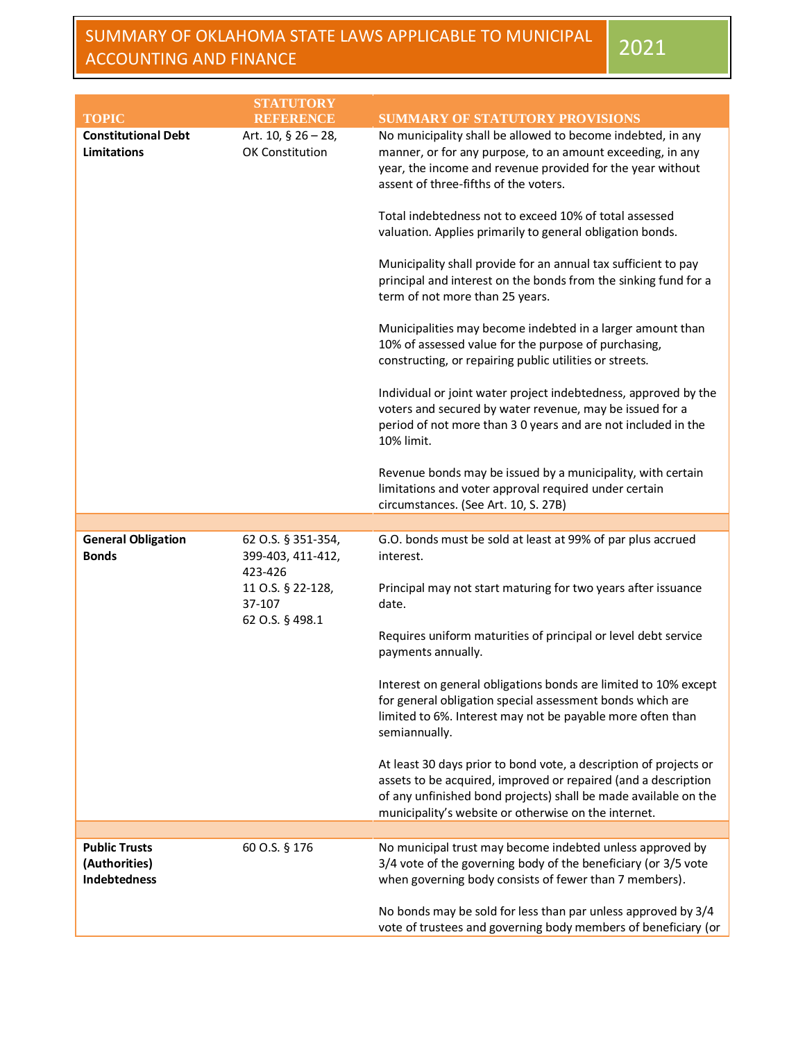# SUMMARY OF OKLAHOMA STATE LAWS APPLICABLE TO MUNICIPAL ACCOUNTING AND FINANCE 2021

| TOPIC | STATUTORY REFERENCE | SUMMARY OF STATUTORY PROVISIONS |
|---|---|---|
| **Constitutional Debt Limitations** | Art. 10, § 26 – 28, OK Constitution | No municipality shall be allowed to become indebted, in any manner, or for any purpose, to an amount exceeding, in any year, the income and revenue provided for the year without assent of three-fifths of the voters.<br><br>Total indebtedness not to exceed 10% of total assessed valuation. Applies primarily to general obligation bonds.<br><br>Municipality shall provide for an annual tax sufficient to pay principal and interest on the bonds from the sinking fund for a term of not more than 25 years.<br><br>Municipalities may become indebted in a larger amount than 10% of assessed value for the purpose of purchasing, constructing, or repairing public utilities or streets.<br><br>Individual or joint water project indebtedness, approved by the voters and secured by water revenue, may be issued for a period of not more than 3 0 years and are not included in the 10% limit.<br><br>Revenue bonds may be issued by a municipality, with certain limitations and voter approval required under certain circumstances. (See Art. 10, S. 27B) |
| | | |
| **General Obligation Bonds** | 62 O.S. § 351-354, 399-403, 411-412, 423-426<br>11 O.S. § 22-128, 37-107<br>62 O.S. § 498.1 | G.O. bonds must be sold at least at 99% of par plus accrued interest.<br><br>Principal may not start maturing for two years after issuance date.<br><br>Requires uniform maturities of principal or level debt service payments annually.<br><br>Interest on general obligations bonds are limited to 10% except for general obligation special assessment bonds which are limited to 6%. Interest may not be payable more often than semiannually.<br><br>At least 30 days prior to bond vote, a description of projects or assets to be acquired, improved or repaired (and a description of any unfinished bond projects) shall be made available on the municipality's website or otherwise on the internet. |
| | | |
| **Public Trusts (Authorities) Indebtedness** | 60 O.S. § 176 | No municipal trust may become indebted unless approved by 3/4 vote of the governing body of the beneficiary (or 3/5 vote when governing body consists of fewer than 7 members).<br><br>No bonds may be sold for less than par unless approved by 3/4 vote of trustees and governing body members of beneficiary (or |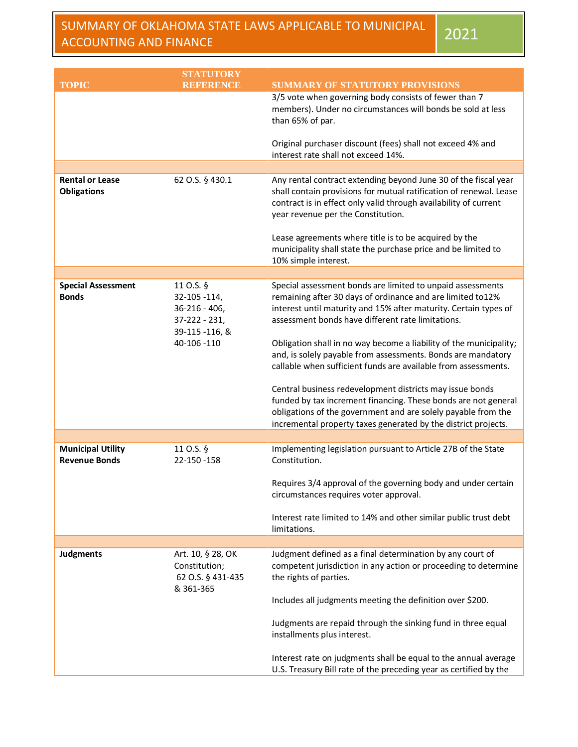| TOPIC | STATUTORY REFERENCE | SUMMARY OF STATUTORY PROVISIONS |
|---|---|---|
| | | 3/5 vote when governing body consists of fewer than 7 members). Under no circumstances will bonds be sold at less than 65% of par.<br><br>Original purchaser discount (fees) shall not exceed 4% and interest rate shall not exceed 14%. |
| | | |
| **Rental or Lease Obligations** | 62 O.S. § 430.1 | Any rental contract extending beyond June 30 of the fiscal year shall contain provisions for mutual ratification of renewal. Lease contract is in effect only valid through availability of current year revenue per the Constitution.<br><br>Lease agreements where title is to be acquired by the municipality shall state the purchase price and be limited to 10% simple interest. |
| | | |
| **Special Assessment Bonds** | 11 O.S. § 32-105 -114, 36-216 - 406, 37-222 - 231, 39-115 -116, & 40-106 -110 | Special assessment bonds are limited to unpaid assessments remaining after 30 days of ordinance and are limited to12% interest until maturity and 15% after maturity. Certain types of assessment bonds have different rate limitations.<br><br>Obligation shall in no way become a liability of the municipality; and, is solely payable from assessments. Bonds are mandatory callable when sufficient funds are available from assessments.<br><br>Central business redevelopment districts may issue bonds funded by tax increment financing. These bonds are not general obligations of the government and are solely payable from the incremental property taxes generated by the district projects. |
| | | |
| **Municipal Utility Revenue Bonds** | 11 O.S. § 22-150 -158 | Implementing legislation pursuant to Article 27B of the State Constitution.<br><br>Requires 3/4 approval of the governing body and under certain circumstances requires voter approval.<br><br>Interest rate limited to 14% and other similar public trust debt limitations. |
| | | |
| **Judgments** | Art. 10, § 28, OK Constitution; 62 O.S. § 431-435 & 361-365 | Judgment defined as a final determination by any court of competent jurisdiction in any action or proceeding to determine the rights of parties.<br><br>Includes all judgments meeting the definition over $200.<br><br>Judgments are repaid through the sinking fund in three equal installments plus interest.<br><br>Interest rate on judgments shall be equal to the annual average U.S. Treasury Bill rate of the preceding year as certified by the |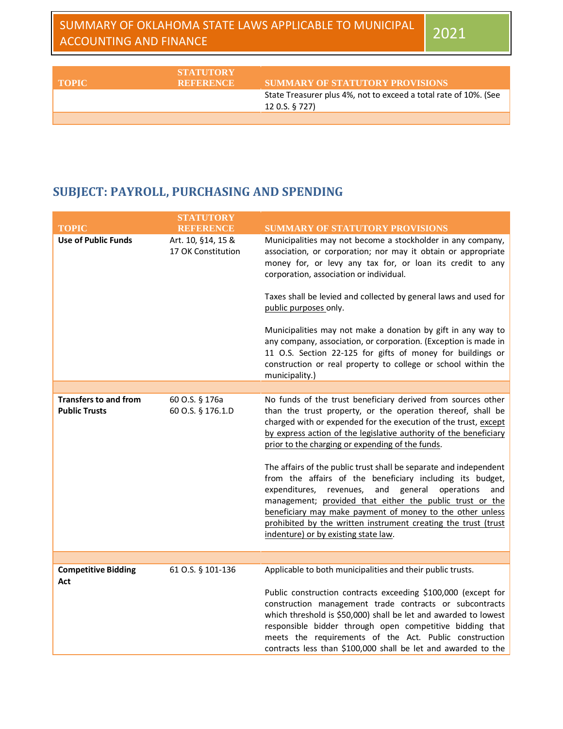| TOPIC | STATUTORY REFERENCE | SUMMARY OF STATUTORY PROVISIONS |
|---|---|---|
| | | State Treasurer plus 4%, not to exceed a total rate of 10%. (See 12 O.S. § 727) |

## SUBJECT: PAYROLL, PURCHASING AND SPENDING

| TOPIC | STATUTORY REFERENCE | SUMMARY OF STATUTORY PROVISIONS |
|---|---|---|
| **Use of Public Funds** | Art. 10, §14, 15 & 17 OK Constitution | Municipalities may not become a stockholder in any company, association, or corporation; nor may it obtain or appropriate money for, or levy any tax for, or loan its credit to any corporation, association or individual.<br><br>Taxes shall be levied and collected by general laws and used for public purposes only.<br><br>Municipalities may not make a donation by gift in any way to any company, association, or corporation. (Exception is made in 11 O.S. Section 22-125 for gifts of money for buildings or construction or real property to college or school within the municipality.) |
| **Transfers to and from Public Trusts** | 60 O.S. § 176a<br>60 O.S. § 176.1.D | No funds of the trust beneficiary derived from sources other than the trust property, or the operation thereof, shall be charged with or expended for the execution of the trust, except by express action of the legislative authority of the beneficiary prior to the charging or expending of the funds.<br><br>The affairs of the public trust shall be separate and independent from the affairs of the beneficiary including its budget, expenditures, revenues, and general operations and management; provided that either the public trust or the beneficiary may make payment of money to the other unless prohibited by the written instrument creating the trust (trust indenture) or by existing state law. |
| **Competitive Bidding Act** | 61 O.S. § 101-136 | Applicable to both municipalities and their public trusts.<br><br>Public construction contracts exceeding $100,000 (except for construction management trade contracts or subcontracts which threshold is $50,000) shall be let and awarded to lowest responsible bidder through open competitive bidding that meets the requirements of the Act. Public construction contracts less than $100,000 shall be let and awarded to the |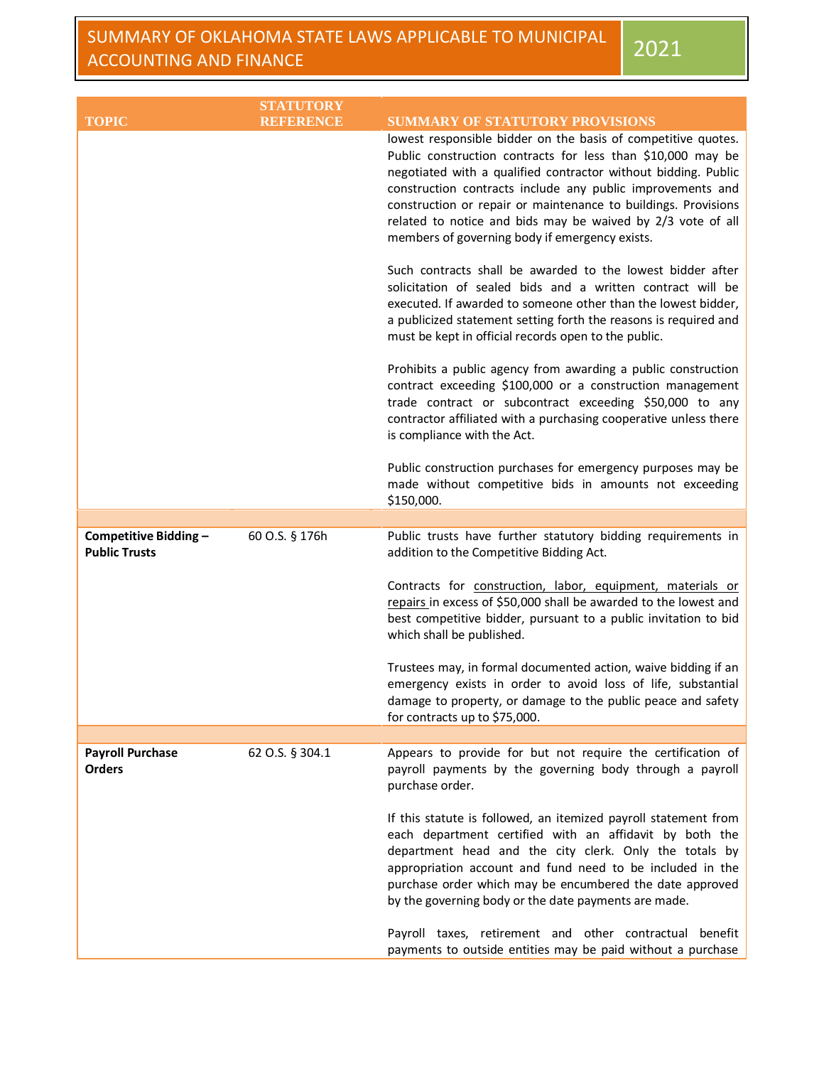| TOPIC | STATUTORY REFERENCE | SUMMARY OF STATUTORY PROVISIONS |
|---|---|---|
| | | lowest responsible bidder on the basis of competitive quotes. Public construction contracts for less than $10,000 may be negotiated with a qualified contractor without bidding. Public construction contracts include any public improvements and construction or repair or maintenance to buildings. Provisions related to notice and bids may be waived by 2/3 vote of all members of governing body if emergency exists.<br><br>Such contracts shall be awarded to the lowest bidder after solicitation of sealed bids and a written contract will be executed. If awarded to someone other than the lowest bidder, a publicized statement setting forth the reasons is required and must be kept in official records open to the public.<br><br>Prohibits a public agency from awarding a public construction contract exceeding $100,000 or a construction management trade contract or subcontract exceeding $50,000 to any contractor affiliated with a purchasing cooperative unless there is compliance with the Act.<br><br>Public construction purchases for emergency purposes may be made without competitive bids in amounts not exceeding $150,000. |
| | | |
| **Competitive Bidding – Public Trusts** | 60 O.S. § 176h | Public trusts have further statutory bidding requirements in addition to the Competitive Bidding Act.<br><br>Contracts for <u>construction, labor, equipment, materials or repairs</u> in excess of $50,000 shall be awarded to the lowest and best competitive bidder, pursuant to a public invitation to bid which shall be published.<br><br>Trustees may, in formal documented action, waive bidding if an emergency exists in order to avoid loss of life, substantial damage to property, or damage to the public peace and safety for contracts up to $75,000. |
| | | |
| **Payroll Purchase Orders** | 62 O.S. § 304.1 | Appears to provide for but not require the certification of payroll payments by the governing body through a payroll purchase order.<br><br>If this statute is followed, an itemized payroll statement from each department certified with an affidavit by both the department head and the city clerk. Only the totals by appropriation account and fund need to be included in the purchase order which may be encumbered the date approved by the governing body or the date payments are made.<br><br>Payroll taxes, retirement and other contractual benefit payments to outside entities may be paid without a purchase |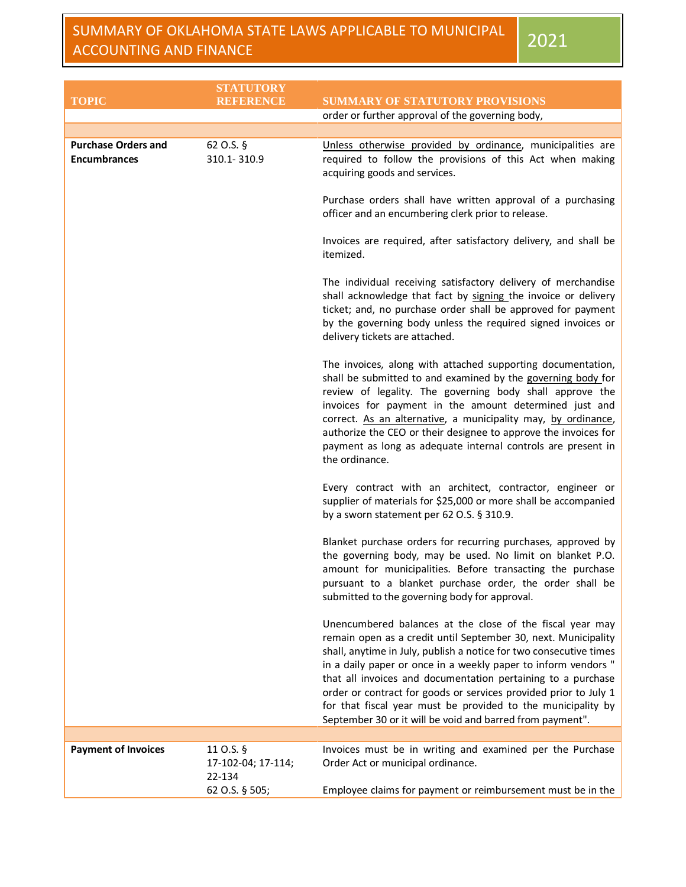| TOPIC | STATUTORY REFERENCE | SUMMARY OF STATUTORY PROVISIONS |
| --- | --- | --- |
| | | order or further approval of the governing body, |
| | | |
| **Purchase Orders and Encumbrances** | 62 O.S. § 310.1- 310.9 | Unless otherwise provided by ordinance, municipalities are required to follow the provisions of this Act when making acquiring goods and services.<br><br>Purchase orders shall have written approval of a purchasing officer and an encumbering clerk prior to release.<br><br>Invoices are required, after satisfactory delivery, and shall be itemized.<br><br>The individual receiving satisfactory delivery of merchandise shall acknowledge that fact by signing the invoice or delivery ticket; and, no purchase order shall be approved for payment by the governing body unless the required signed invoices or delivery tickets are attached.<br><br>The invoices, along with attached supporting documentation, shall be submitted to and examined by the governing body for review of legality. The governing body shall approve the invoices for payment in the amount determined just and correct. As an alternative, a municipality may, by ordinance, authorize the CEO or their designee to approve the invoices for payment as long as adequate internal controls are present in the ordinance.<br><br>Every contract with an architect, contractor, engineer or supplier of materials for $25,000 or more shall be accompanied by a sworn statement per 62 O.S. § 310.9.<br><br>Blanket purchase orders for recurring purchases, approved by the governing body, may be used. No limit on blanket P.O. amount for municipalities. Before transacting the purchase pursuant to a blanket purchase order, the order shall be submitted to the governing body for approval.<br><br>Unencumbered balances at the close of the fiscal year may remain open as a credit until September 30, next. Municipality shall, anytime in July, publish a notice for two consecutive times in a daily paper or once in a weekly paper to inform vendors " that all invoices and documentation pertaining to a purchase order or contract for goods or services provided prior to July 1 for that fiscal year must be provided to the municipality by September 30 or it will be void and barred from payment". |
| | | |
| **Payment of Invoices** | 11 O.S. § 17-102-04; 17-114; 22-134<br>62 O.S. § 505; | Invoices must be in writing and examined per the Purchase Order Act or municipal ordinance.<br><br>Employee claims for payment or reimbursement must be in the |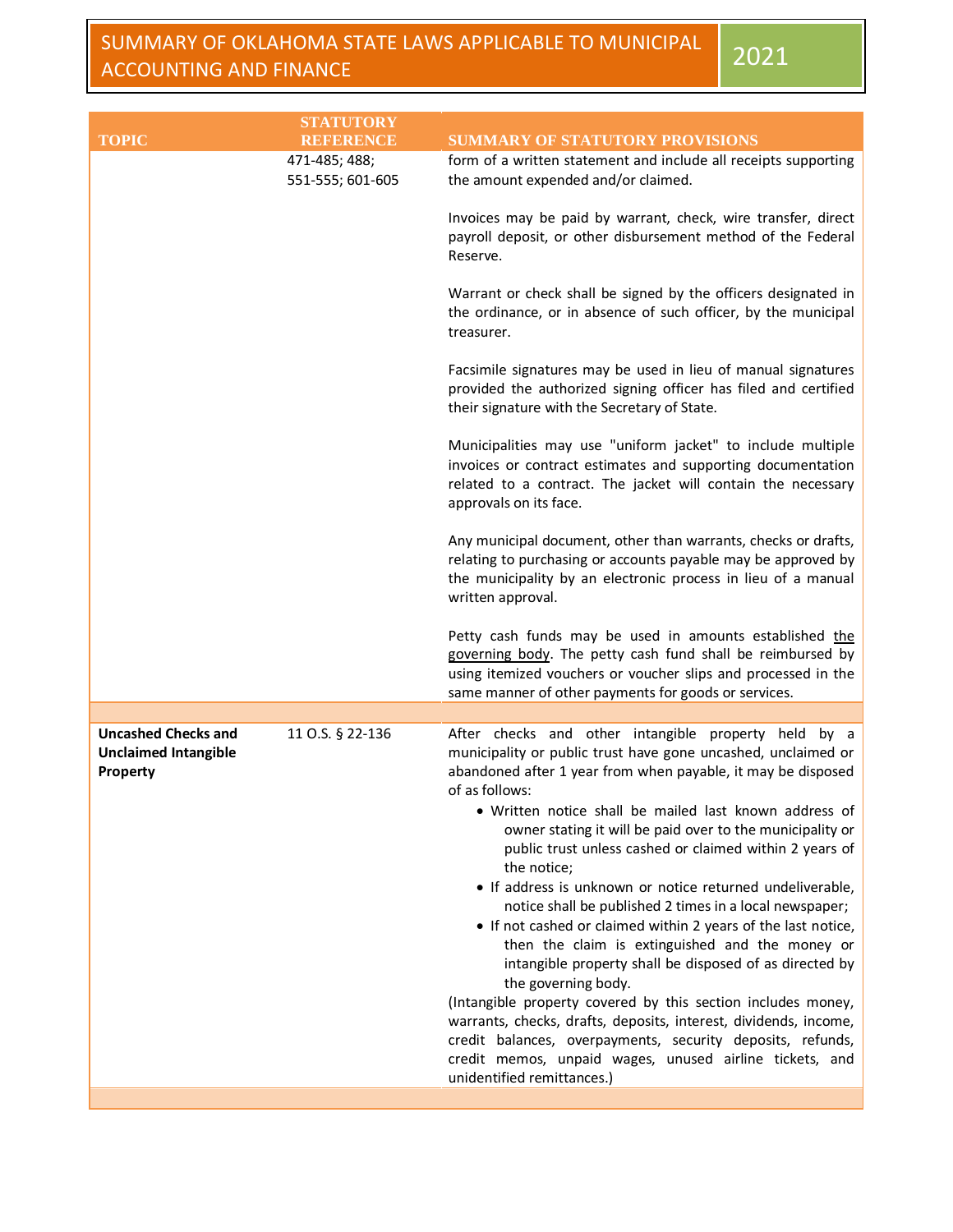| TOPIC | STATUTORY REFERENCE | SUMMARY OF STATUTORY PROVISIONS |
|---|---|---|
| | 471-485; 488; 551-555; 601-605 | form of a written statement and include all receipts supporting the amount expended and/or claimed.<br><br>Invoices may be paid by warrant, check, wire transfer, direct payroll deposit, or other disbursement method of the Federal Reserve.<br><br>Warrant or check shall be signed by the officers designated in the ordinance, or in absence of such officer, by the municipal treasurer.<br><br>Facsimile signatures may be used in lieu of manual signatures provided the authorized signing officer has filed and certified their signature with the Secretary of State.<br><br>Municipalities may use "uniform jacket" to include multiple invoices or contract estimates and supporting documentation related to a contract. The jacket will contain the necessary approvals on its face.<br><br>Any municipal document, other than warrants, checks or drafts, relating to purchasing or accounts payable may be approved by the municipality by an electronic process in lieu of a manual written approval.<br><br>Petty cash funds may be used in amounts established <u>the governing body</u>. The petty cash fund shall be reimbursed by using itemized vouchers or voucher slips and processed in the same manner of other payments for goods or services. |
| | | |
| **Uncashed Checks and Unclaimed Intangible Property** | 11 O.S. § 22-136 | After checks and other intangible property held by a municipality or public trust have gone uncashed, unclaimed or abandoned after 1 year from when payable, it may be disposed of as follows:<br>• Written notice shall be mailed last known address of owner stating it will be paid over to the municipality or public trust unless cashed or claimed within 2 years of the notice;<br>• If address is unknown or notice returned undeliverable, notice shall be published 2 times in a local newspaper;<br>• If not cashed or claimed within 2 years of the last notice, then the claim is extinguished and the money or intangible property shall be disposed of as directed by the governing body.<br>(Intangible property covered by this section includes money, warrants, checks, drafts, deposits, interest, dividends, income, credit balances, overpayments, security deposits, refunds, credit memos, unpaid wages, unused airline tickets, and unidentified remittances.) |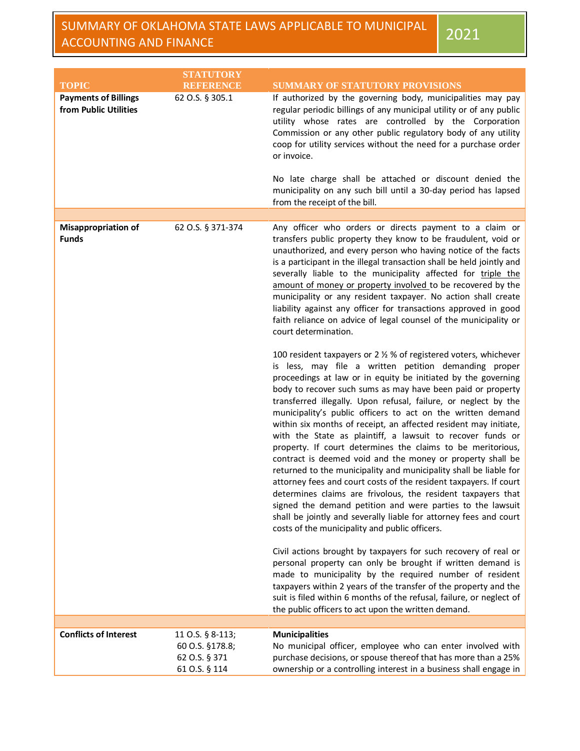| TOPIC | STATUTORY REFERENCE | SUMMARY OF STATUTORY PROVISIONS |
|---|---|---|
| **Payments of Billings from Public Utilities** | 62 O.S. § 305.1 | If authorized by the governing body, municipalities may pay regular periodic billings of any municipal utility or of any public utility whose rates are controlled by the Corporation Commission or any other public regulatory body of any utility coop for utility services without the need for a purchase order or invoice.<br><br>No late charge shall be attached or discount denied the municipality on any such bill until a 30-day period has lapsed from the receipt of the bill. |
| | | |
| **Misappropriation of Funds** | 62 O.S. § 371-374 | Any officer who orders or directs payment to a claim or transfers public property they know to be fraudulent, void or unauthorized, and every person who having notice of the facts is a participant in the illegal transaction shall be held jointly and severally liable to the municipality affected for triple the amount of money or property involved to be recovered by the municipality or any resident taxpayer. No action shall create liability against any officer for transactions approved in good faith reliance on advice of legal counsel of the municipality or court determination.<br><br>100 resident taxpayers or 2 ½ % of registered voters, whichever is less, may file a written petition demanding proper proceedings at law or in equity be initiated by the governing body to recover such sums as may have been paid or property transferred illegally. Upon refusal, failure, or neglect by the municipality's public officers to act on the written demand within six months of receipt, an affected resident may initiate, with the State as plaintiff, a lawsuit to recover funds or property. If court determines the claims to be meritorious, contract is deemed void and the money or property shall be returned to the municipality and municipality shall be liable for attorney fees and court costs of the resident taxpayers. If court determines claims are frivolous, the resident taxpayers that signed the demand petition and were parties to the lawsuit shall be jointly and severally liable for attorney fees and court costs of the municipality and public officers.<br><br>Civil actions brought by taxpayers for such recovery of real or personal property can only be brought if written demand is made to municipality by the required number of resident taxpayers within 2 years of the transfer of the property and the suit is filed within 6 months of the refusal, failure, or neglect of the public officers to act upon the written demand. |
| | | |
| **Conflicts of Interest** | 11 O.S. § 8-113;<br>60 O.S. §178.8;<br>62 O.S. § 371<br>61 O.S. § 114 | **Municipalities**<br>No municipal officer, employee who can enter involved with purchase decisions, or spouse thereof that has more than a 25% ownership or a controlling interest in a business shall engage in |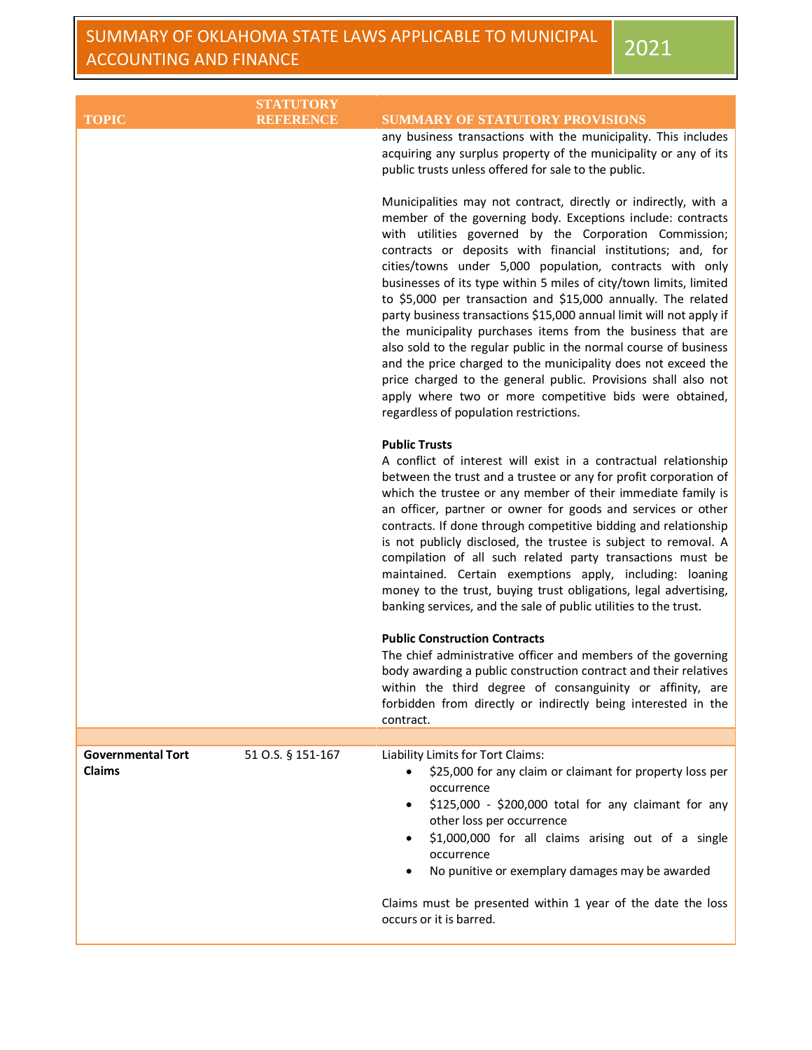| TOPIC | STATUTORY REFERENCE | SUMMARY OF STATUTORY PROVISIONS |
|---|---|---|
| | | any business transactions with the municipality. This includes acquiring any surplus property of the municipality or any of its public trusts unless offered for sale to the public.<br><br>Municipalities may not contract, directly or indirectly, with a member of the governing body. Exceptions include: contracts with utilities governed by the Corporation Commission; contracts or deposits with financial institutions; and, for cities/towns under 5,000 population, contracts with only businesses of its type within 5 miles of city/town limits, limited to $5,000 per transaction and $15,000 annually. The related party business transactions $15,000 annual limit will not apply if the municipality purchases items from the business that are also sold to the regular public in the normal course of business and the price charged to the municipality does not exceed the price charged to the general public. Provisions shall also not apply where two or more competitive bids were obtained, regardless of population restrictions.<br><br>**Public Trusts**<br>A conflict of interest will exist in a contractual relationship between the trust and a trustee or any for profit corporation of which the trustee or any member of their immediate family is an officer, partner or owner for goods and services or other contracts. If done through competitive bidding and relationship is not publicly disclosed, the trustee is subject to removal. A compilation of all such related party transactions must be maintained. Certain exemptions apply, including: loaning money to the trust, buying trust obligations, legal advertising, banking services, and the sale of public utilities to the trust.<br><br>**Public Construction Contracts**<br>The chief administrative officer and members of the governing body awarding a public construction contract and their relatives within the third degree of consanguinity or affinity, are forbidden from directly or indirectly being interested in the contract. |
| | | |
| **Governmental Tort Claims** | 51 O.S. § 151-167 | Liability Limits for Tort Claims:<br>• $25,000 for any claim or claimant for property loss per occurrence<br>• $125,000 - $200,000 total for any claimant for any other loss per occurrence<br>• $1,000,000 for all claims arising out of a single occurrence<br>• No punitive or exemplary damages may be awarded<br><br>Claims must be presented within 1 year of the date the loss occurs or it is barred. |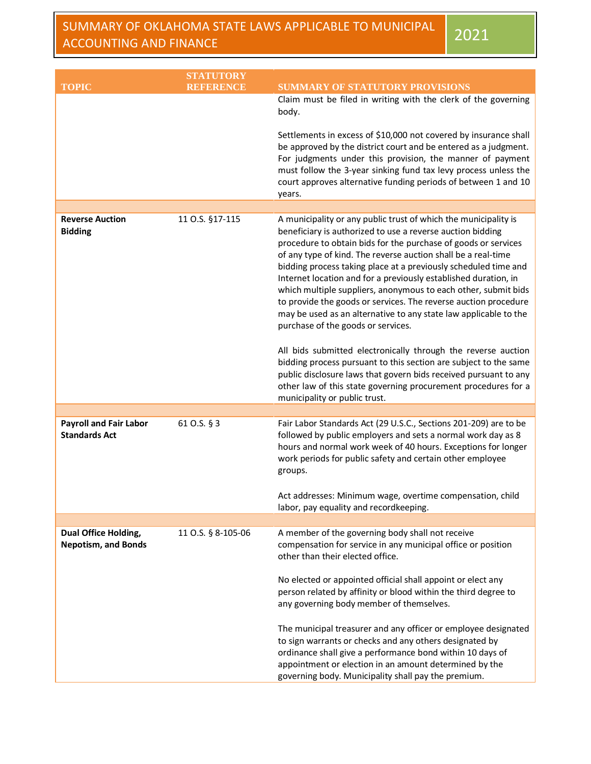| TOPIC | STATUTORY REFERENCE | SUMMARY OF STATUTORY PROVISIONS |
|---|---|---|
| | | Claim must be filed in writing with the clerk of the governing body.<br><br>Settlements in excess of $10,000 not covered by insurance shall be approved by the district court and be entered as a judgment. For judgments under this provision, the manner of payment must follow the 3-year sinking fund tax levy process unless the court approves alternative funding periods of between 1 and 10 years. |
| | | |
| **Reverse Auction Bidding** | 11 O.S. §17-115 | A municipality or any public trust of which the municipality is beneficiary is authorized to use a reverse auction bidding procedure to obtain bids for the purchase of goods or services of any type of kind. The reverse auction shall be a real-time bidding process taking place at a previously scheduled time and Internet location and for a previously established duration, in which multiple suppliers, anonymous to each other, submit bids to provide the goods or services. The reverse auction procedure may be used as an alternative to any state law applicable to the purchase of the goods or services.<br><br>All bids submitted electronically through the reverse auction bidding process pursuant to this section are subject to the same public disclosure laws that govern bids received pursuant to any other law of this state governing procurement procedures for a municipality or public trust. |
| | | |
| **Payroll and Fair Labor Standards Act** | 61 O.S. § 3 | Fair Labor Standards Act (29 U.S.C., Sections 201-209) are to be followed by public employers and sets a normal work day as 8 hours and normal work week of 40 hours. Exceptions for longer work periods for public safety and certain other employee groups.<br><br>Act addresses: Minimum wage, overtime compensation, child labor, pay equality and recordkeeping. |
| | | |
| **Dual Office Holding, Nepotism, and Bonds** | 11 O.S. § 8-105-06 | A member of the governing body shall not receive compensation for service in any municipal office or position other than their elected office.<br><br>No elected or appointed official shall appoint or elect any person related by affinity or blood within the third degree to any governing body member of themselves.<br><br>The municipal treasurer and any officer or employee designated to sign warrants or checks and any others designated by ordinance shall give a performance bond within 10 days of appointment or election in an amount determined by the governing body. Municipality shall pay the premium. |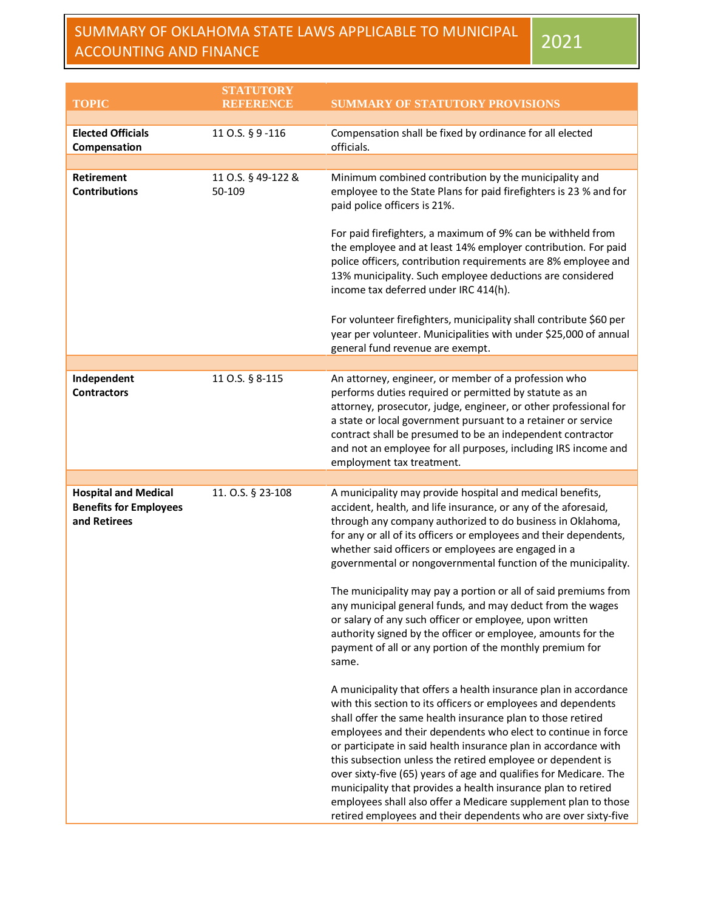# SUMMARY OF OKLAHOMA STATE LAWS APPLICABLE TO MUNICIPAL ACCOUNTING AND FINANCE 2021

| TOPIC | STATUTORY REFERENCE | SUMMARY OF STATUTORY PROVISIONS |
|---|---|---|
| | | |
| **Elected Officials Compensation** | 11 O.S. § 9 -116 | Compensation shall be fixed by ordinance for all elected officials. |
| | | |
| **Retirement Contributions** | 11 O.S. § 49-122 & 50-109 | Minimum combined contribution by the municipality and employee to the State Plans for paid firefighters is 23 % and for paid police officers is 21%.<br><br>For paid firefighters, a maximum of 9% can be withheld from the employee and at least 14% employer contribution. For paid police officers, contribution requirements are 8% employee and 13% municipality. Such employee deductions are considered income tax deferred under IRC 414(h).<br><br>For volunteer firefighters, municipality shall contribute $60 per year per volunteer. Municipalities with under $25,000 of annual general fund revenue are exempt. |
| | | |
| **Independent Contractors** | 11 O.S. § 8-115 | An attorney, engineer, or member of a profession who performs duties required or permitted by statute as an attorney, prosecutor, judge, engineer, or other professional for a state or local government pursuant to a retainer or service contract shall be presumed to be an independent contractor and not an employee for all purposes, including IRS income and employment tax treatment. |
| | | |
| **Hospital and Medical Benefits for Employees and Retirees** | 11. O.S. § 23-108 | A municipality may provide hospital and medical benefits, accident, health, and life insurance, or any of the aforesaid, through any company authorized to do business in Oklahoma, for any or all of its officers or employees and their dependents, whether said officers or employees are engaged in a governmental or nongovernmental function of the municipality.<br><br>The municipality may pay a portion or all of said premiums from any municipal general funds, and may deduct from the wages or salary of any such officer or employee, upon written authority signed by the officer or employee, amounts for the payment of all or any portion of the monthly premium for same.<br><br>A municipality that offers a health insurance plan in accordance with this section to its officers or employees and dependents shall offer the same health insurance plan to those retired employees and their dependents who elect to continue in force or participate in said health insurance plan in accordance with this subsection unless the retired employee or dependent is over sixty-five (65) years of age and qualifies for Medicare. The municipality that provides a health insurance plan to retired employees shall also offer a Medicare supplement plan to those retired employees and their dependents who are over sixty-five |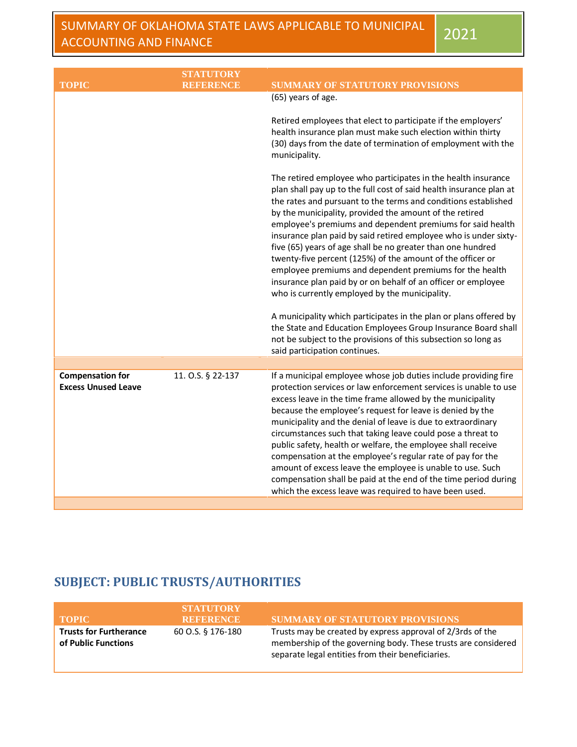| TOPIC | STATUTORY REFERENCE | SUMMARY OF STATUTORY PROVISIONS |
|---|---|---|
| | | (65) years of age.<br><br>Retired employees that elect to participate if the employers' health insurance plan must make such election within thirty (30) days from the date of termination of employment with the municipality.<br><br>The retired employee who participates in the health insurance plan shall pay up to the full cost of said health insurance plan at the rates and pursuant to the terms and conditions established by the municipality, provided the amount of the retired employee's premiums and dependent premiums for said health insurance plan paid by said retired employee who is under sixty-five (65) years of age shall be no greater than one hundred twenty-five percent (125%) of the amount of the officer or employee premiums and dependent premiums for the health insurance plan paid by or on behalf of an officer or employee who is currently employed by the municipality.<br><br>A municipality which participates in the plan or plans offered by the State and Education Employees Group Insurance Board shall not be subject to the provisions of this subsection so long as said participation continues. |
| **Compensation for Excess Unused Leave** | 11. O.S. § 22-137 | If a municipal employee whose job duties include providing fire protection services or law enforcement services is unable to use excess leave in the time frame allowed by the municipality because the employee's request for leave is denied by the municipality and the denial of leave is due to extraordinary circumstances such that taking leave could pose a threat to public safety, health or welfare, the employee shall receive compensation at the employee's regular rate of pay for the amount of excess leave the employee is unable to use. Such compensation shall be paid at the end of the time period during which the excess leave was required to have been used. |

## SUBJECT: PUBLIC TRUSTS/AUTHORITIES

| TOPIC | STATUTORY REFERENCE | SUMMARY OF STATUTORY PROVISIONS |
|---|---|---|
| **Trusts for Furtherance of Public Functions** | 60 O.S. § 176-180 | Trusts may be created by express approval of 2/3rds of the membership of the governing body. These trusts are considered separate legal entities from their beneficiaries. |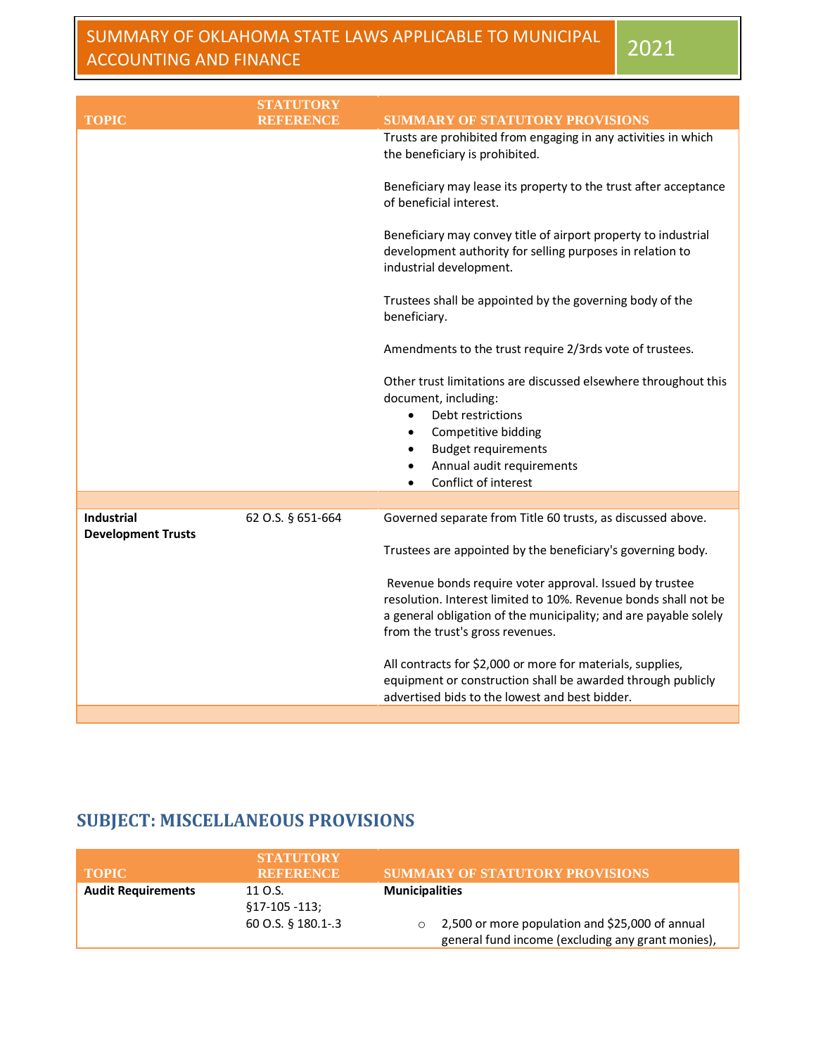| TOPIC | STATUTORY REFERENCE | SUMMARY OF STATUTORY PROVISIONS |
|---|---|---|
| | | Trusts are prohibited from engaging in any activities in which the beneficiary is prohibited.<br><br>Beneficiary may lease its property to the trust after acceptance of beneficial interest.<br><br>Beneficiary may convey title of airport property to industrial development authority for selling purposes in relation to industrial development.<br><br>Trustees shall be appointed by the governing body of the beneficiary.<br><br>Amendments to the trust require 2/3rds vote of trustees.<br><br>Other trust limitations are discussed elsewhere throughout this document, including:<br>• Debt restrictions<br>• Competitive bidding<br>• Budget requirements<br>• Annual audit requirements<br>• Conflict of interest |
| | | |
| **Industrial Development Trusts** | 62 O.S. § 651-664 | Governed separate from Title 60 trusts, as discussed above.<br><br>Trustees are appointed by the beneficiary's governing body.<br><br>Revenue bonds require voter approval. Issued by trustee resolution. Interest limited to 10%. Revenue bonds shall not be a general obligation of the municipality; and are payable solely from the trust's gross revenues.<br><br>All contracts for $2,000 or more for materials, supplies, equipment or construction shall be awarded through publicly advertised bids to the lowest and best bidder. |
| | | |

## SUBJECT: MISCELLANEOUS PROVISIONS

| TOPIC | STATUTORY REFERENCE | SUMMARY OF STATUTORY PROVISIONS |
|---|---|---|
| **Audit Requirements** | 11 O.S. §17-105 -113;<br>60 O.S. § 180.1-.3 | **Municipalities**<br><br>○ 2,500 or more population and $25,000 of annual general fund income (excluding any grant monies), |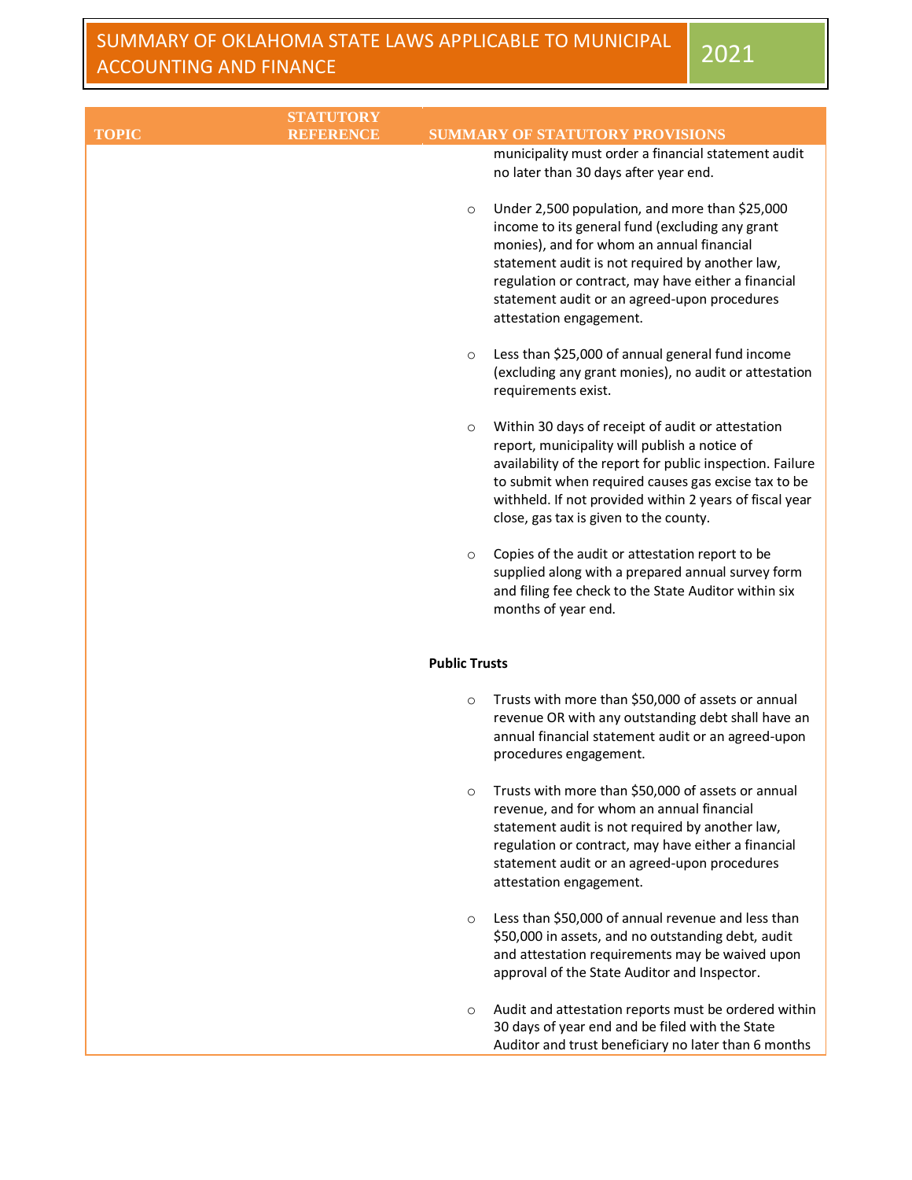| TOPIC | STATUTORY REFERENCE | SUMMARY OF STATUTORY PROVISIONS |
|---|---|---|
| | | municipality must order a financial statement audit no later than 30 days after year end.<br><br>○ Under 2,500 population, and more than $25,000 income to its general fund (excluding any grant monies), and for whom an annual financial statement audit is not required by another law, regulation or contract, may have either a financial statement audit or an agreed-upon procedures attestation engagement.<br><br>○ Less than $25,000 of annual general fund income (excluding any grant monies), no audit or attestation requirements exist.<br><br>○ Within 30 days of receipt of audit or attestation report, municipality will publish a notice of availability of the report for public inspection. Failure to submit when required causes gas excise tax to be withheld. If not provided within 2 years of fiscal year close, gas tax is given to the county.<br><br>○ Copies of the audit or attestation report to be supplied along with a prepared annual survey form and filing fee check to the State Auditor within six months of year end.<br><br>**Public Trusts**<br><br>○ Trusts with more than $50,000 of assets or annual revenue OR with any outstanding debt shall have an annual financial statement audit or an agreed-upon procedures engagement.<br><br>○ Trusts with more than $50,000 of assets or annual revenue, and for whom an annual financial statement audit is not required by another law, regulation or contract, may have either a financial statement audit or an agreed-upon procedures attestation engagement.<br><br>○ Less than $50,000 of annual revenue and less than $50,000 in assets, and no outstanding debt, audit and attestation requirements may be waived upon approval of the State Auditor and Inspector.<br><br>○ Audit and attestation reports must be ordered within 30 days of year end and be filed with the State Auditor and trust beneficiary no later than 6 months |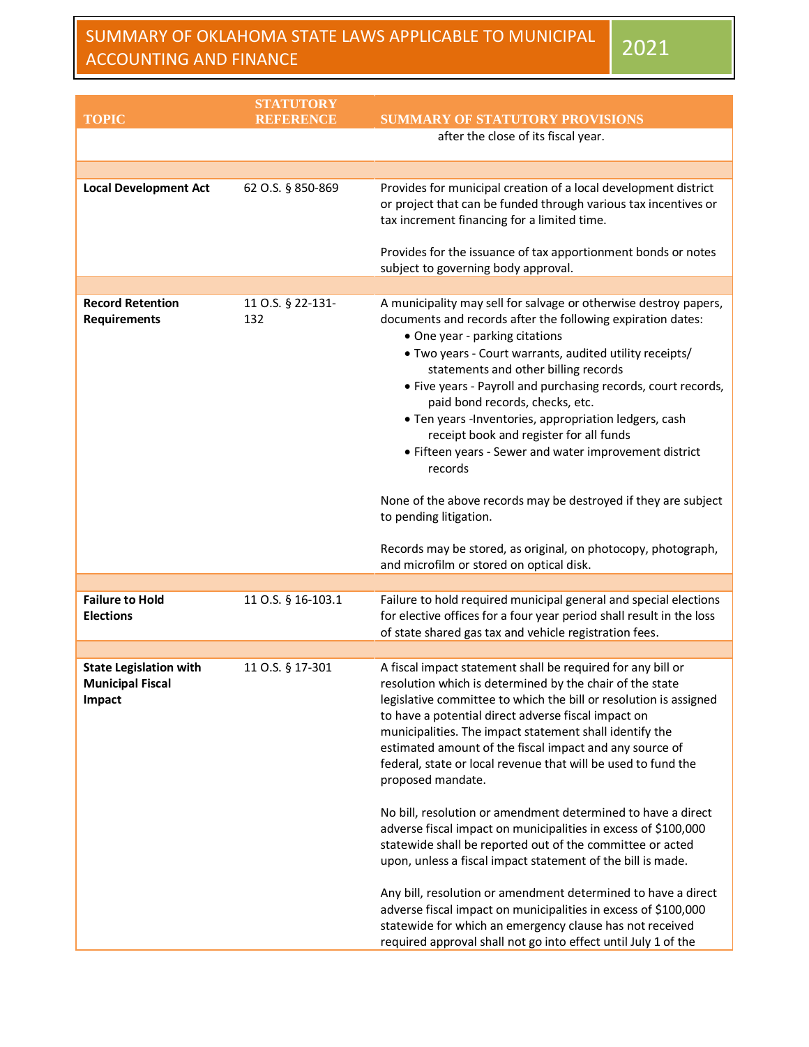| TOPIC | STATUTORY REFERENCE | SUMMARY OF STATUTORY PROVISIONS |
|---|---|---|
| | | after the close of its fiscal year. |
| | | |
| **Local Development Act** | 62 O.S. § 850-869 | Provides for municipal creation of a local development district or project that can be funded through various tax incentives or tax increment financing for a limited time.<br><br>Provides for the issuance of tax apportionment bonds or notes subject to governing body approval. |
| | | |
| **Record Retention Requirements** | 11 O.S. § 22-131-132 | A municipality may sell for salvage or otherwise destroy papers, documents and records after the following expiration dates:<br>• One year - parking citations<br>• Two years - Court warrants, audited utility receipts/ statements and other billing records<br>• Five years - Payroll and purchasing records, court records, paid bond records, checks, etc.<br>• Ten years -Inventories, appropriation ledgers, cash receipt book and register for all funds<br>• Fifteen years - Sewer and water improvement district records<br><br>None of the above records may be destroyed if they are subject to pending litigation.<br><br>Records may be stored, as original, on photocopy, photograph, and microfilm or stored on optical disk. |
| | | |
| **Failure to Hold Elections** | 11 O.S. § 16-103.1 | Failure to hold required municipal general and special elections for elective offices for a four year period shall result in the loss of state shared gas tax and vehicle registration fees. |
| | | |
| **State Legislation with Municipal Fiscal Impact** | 11 O.S. § 17-301 | A fiscal impact statement shall be required for any bill or resolution which is determined by the chair of the state legislative committee to which the bill or resolution is assigned to have a potential direct adverse fiscal impact on municipalities. The impact statement shall identify the estimated amount of the fiscal impact and any source of federal, state or local revenue that will be used to fund the proposed mandate.<br><br>No bill, resolution or amendment determined to have a direct adverse fiscal impact on municipalities in excess of $100,000 statewide shall be reported out of the committee or acted upon, unless a fiscal impact statement of the bill is made.<br><br>Any bill, resolution or amendment determined to have a direct adverse fiscal impact on municipalities in excess of $100,000 statewide for which an emergency clause has not received required approval shall not go into effect until July 1 of the |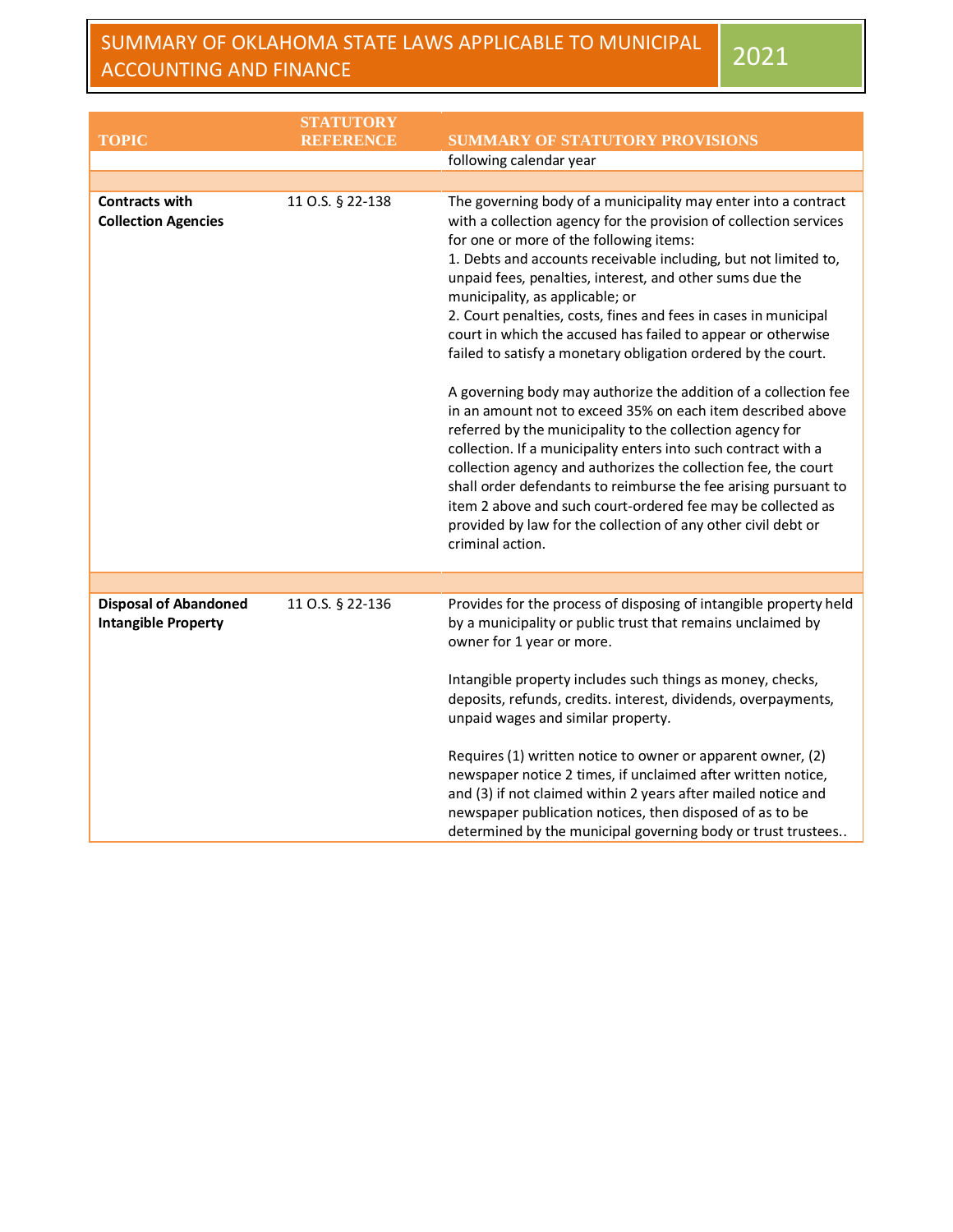| TOPIC | STATUTORY REFERENCE | SUMMARY OF STATUTORY PROVISIONS |
|---|---|---|
| | | following calendar year |
| | | |
| **Contracts with Collection Agencies** | 11 O.S. § 22-138 | The governing body of a municipality may enter into a contract with a collection agency for the provision of collection services for one or more of the following items:<br>1. Debts and accounts receivable including, but not limited to, unpaid fees, penalties, interest, and other sums due the municipality, as applicable; or<br>2. Court penalties, costs, fines and fees in cases in municipal court in which the accused has failed to appear or otherwise failed to satisfy a monetary obligation ordered by the court.<br><br>A governing body may authorize the addition of a collection fee in an amount not to exceed 35% on each item described above referred by the municipality to the collection agency for collection. If a municipality enters into such contract with a collection agency and authorizes the collection fee, the court shall order defendants to reimburse the fee arising pursuant to item 2 above and such court-ordered fee may be collected as provided by law for the collection of any other civil debt or criminal action. |
| | | |
| **Disposal of Abandoned Intangible Property** | 11 O.S. § 22-136 | Provides for the process of disposing of intangible property held by a municipality or public trust that remains unclaimed by owner for 1 year or more.<br><br>Intangible property includes such things as money, checks, deposits, refunds, credits. interest, dividends, overpayments, unpaid wages and similar property.<br><br>Requires (1) written notice to owner or apparent owner, (2) newspaper notice 2 times, if unclaimed after written notice, and (3) if not claimed within 2 years after mailed notice and newspaper publication notices, then disposed of as to be determined by the municipal governing body or trust trustees.. |